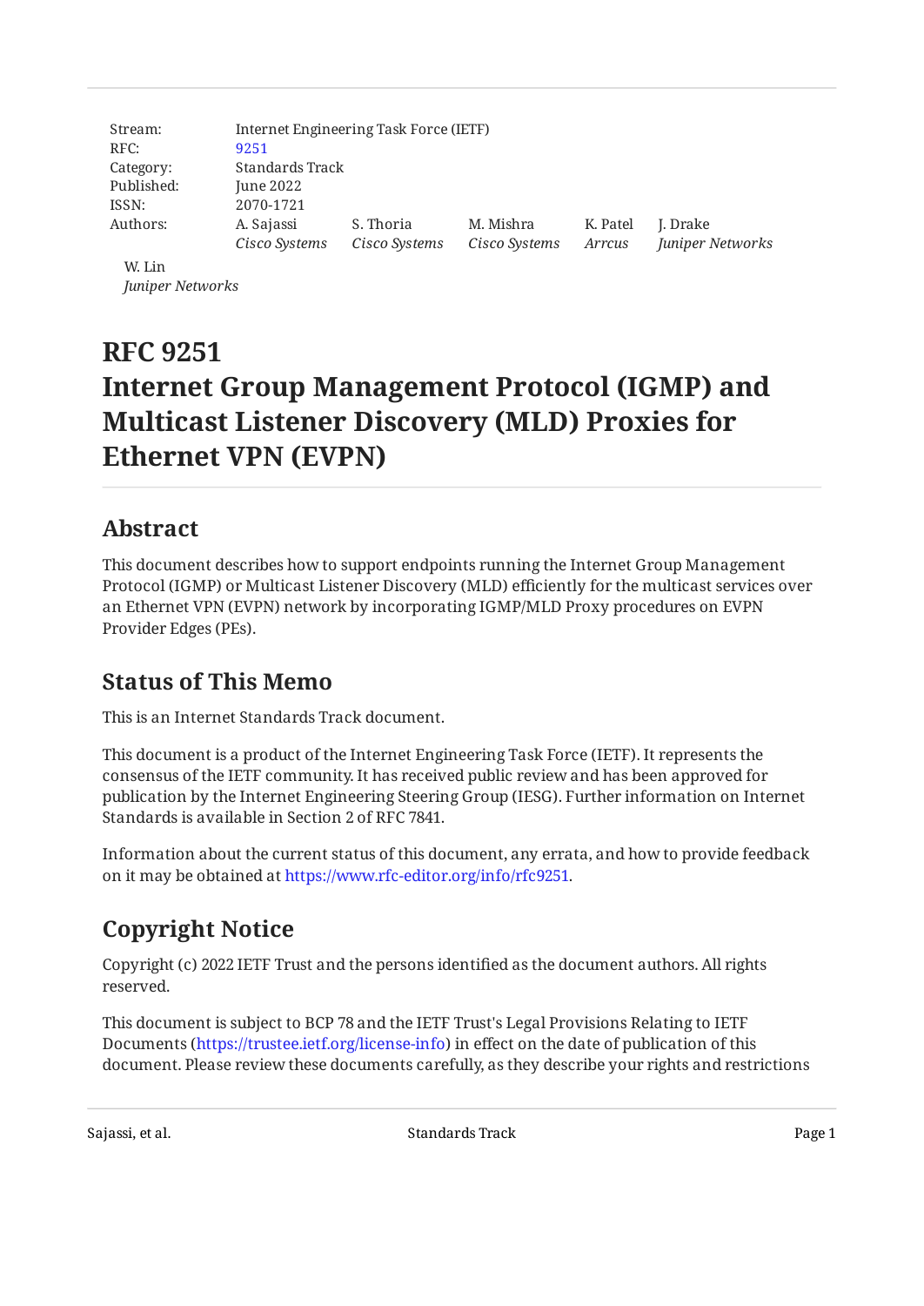| | |
|---|---|
| Stream: | Internet Engineering Task Force (IETF) |
| RFC: | 9251 |
| Category: | Standards Track |
| Published: | June 2022 |
| ISSN: | 2070-1721 |
| Authors: | A. Sajassi (*Cisco Systems*), S. Thoria (*Cisco Systems*), M. Mishra (*Cisco Systems*), K. Patel (*Arrcus*), J. Drake (*Juniper Networks*), W. Lin (*Juniper Networks*) |

# RFC 9251
# Internet Group Management Protocol (IGMP) and Multicast Listener Discovery (MLD) Proxies for Ethernet VPN (EVPN)

## Abstract

This document describes how to support endpoints running the Internet Group Management Protocol (IGMP) or Multicast Listener Discovery (MLD) efficiently for the multicast services over an Ethernet VPN (EVPN) network by incorporating IGMP/MLD Proxy procedures on EVPN Provider Edges (PEs).

## Status of This Memo

This is an Internet Standards Track document.

This document is a product of the Internet Engineering Task Force (IETF). It represents the consensus of the IETF community. It has received public review and has been approved for publication by the Internet Engineering Steering Group (IESG). Further information on Internet Standards is available in Section 2 of RFC 7841.

Information about the current status of this document, any errata, and how to provide feedback on it may be obtained at https://www.rfc-editor.org/info/rfc9251.

## Copyright Notice

Copyright (c) 2022 IETF Trust and the persons identified as the document authors. All rights reserved.

This document is subject to BCP 78 and the IETF Trust's Legal Provisions Relating to IETF Documents (https://trustee.ietf.org/license-info) in effect on the date of publication of this document. Please review these documents carefully, as they describe your rights and restrictions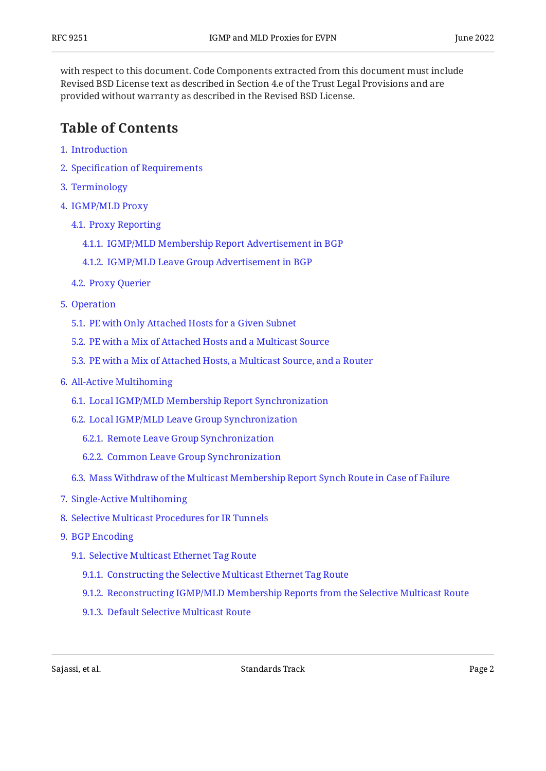with respect to this document. Code Components extracted from this document must include Revised BSD License text as described in Section 4.e of the Trust Legal Provisions and are provided without warranty as described in the Revised BSD License.

## Table of Contents

1. Introduction
2. Specification of Requirements
3. Terminology
4. IGMP/MLD Proxy
   - 4.1. Proxy Reporting
     - 4.1.1. IGMP/MLD Membership Report Advertisement in BGP
     - 4.1.2. IGMP/MLD Leave Group Advertisement in BGP
   - 4.2. Proxy Querier
5. Operation
   - 5.1. PE with Only Attached Hosts for a Given Subnet
   - 5.2. PE with a Mix of Attached Hosts and a Multicast Source
   - 5.3. PE with a Mix of Attached Hosts, a Multicast Source, and a Router
6. All-Active Multihoming
   - 6.1. Local IGMP/MLD Membership Report Synchronization
   - 6.2. Local IGMP/MLD Leave Group Synchronization
     - 6.2.1. Remote Leave Group Synchronization
     - 6.2.2. Common Leave Group Synchronization
   - 6.3. Mass Withdraw of the Multicast Membership Report Synch Route in Case of Failure
7. Single-Active Multihoming
8. Selective Multicast Procedures for IR Tunnels
9. BGP Encoding
   - 9.1. Selective Multicast Ethernet Tag Route
     - 9.1.1. Constructing the Selective Multicast Ethernet Tag Route
     - 9.1.2. Reconstructing IGMP/MLD Membership Reports from the Selective Multicast Route
     - 9.1.3. Default Selective Multicast Route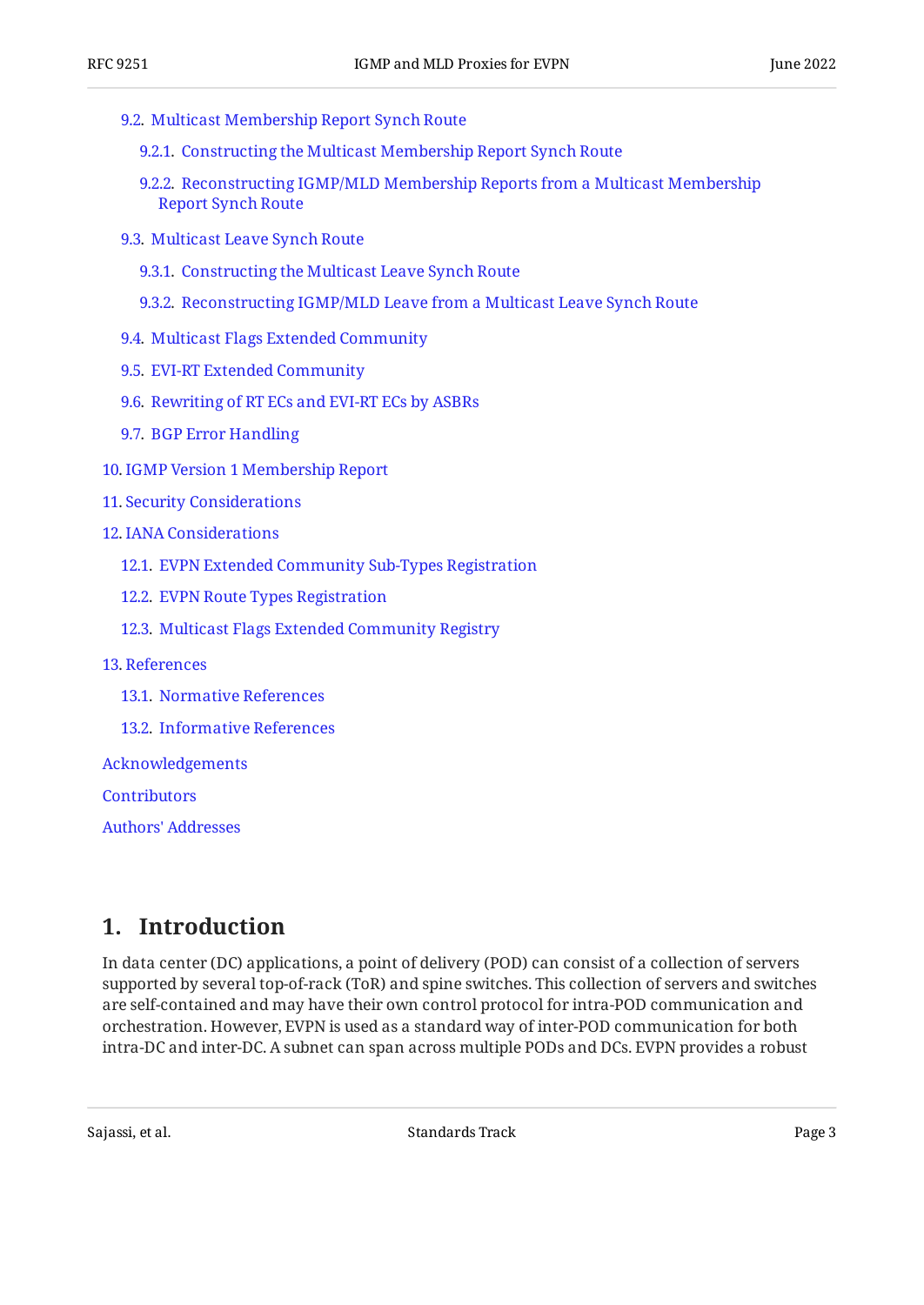- 9.2. Multicast Membership Report Synch Route
  - 9.2.1. Constructing the Multicast Membership Report Synch Route
  - 9.2.2. Reconstructing IGMP/MLD Membership Reports from a Multicast Membership Report Synch Route
- 9.3. Multicast Leave Synch Route
  - 9.3.1. Constructing the Multicast Leave Synch Route
  - 9.3.2. Reconstructing IGMP/MLD Leave from a Multicast Leave Synch Route
- 9.4. Multicast Flags Extended Community
- 9.5. EVI-RT Extended Community
- 9.6. Rewriting of RT ECs and EVI-RT ECs by ASBRs
- 9.7. BGP Error Handling

10. IGMP Version 1 Membership Report

11. Security Considerations

12. IANA Considerations
  - 12.1. EVPN Extended Community Sub-Types Registration
  - 12.2. EVPN Route Types Registration
  - 12.3. Multicast Flags Extended Community Registry

13. References
  - 13.1. Normative References
  - 13.2. Informative References

Acknowledgements

Contributors

Authors' Addresses

# 1. Introduction

In data center (DC) applications, a point of delivery (POD) can consist of a collection of servers supported by several top-of-rack (ToR) and spine switches. This collection of servers and switches are self-contained and may have their own control protocol for intra-POD communication and orchestration. However, EVPN is used as a standard way of inter-POD communication for both intra-DC and inter-DC. A subnet can span across multiple PODs and DCs. EVPN provides a robust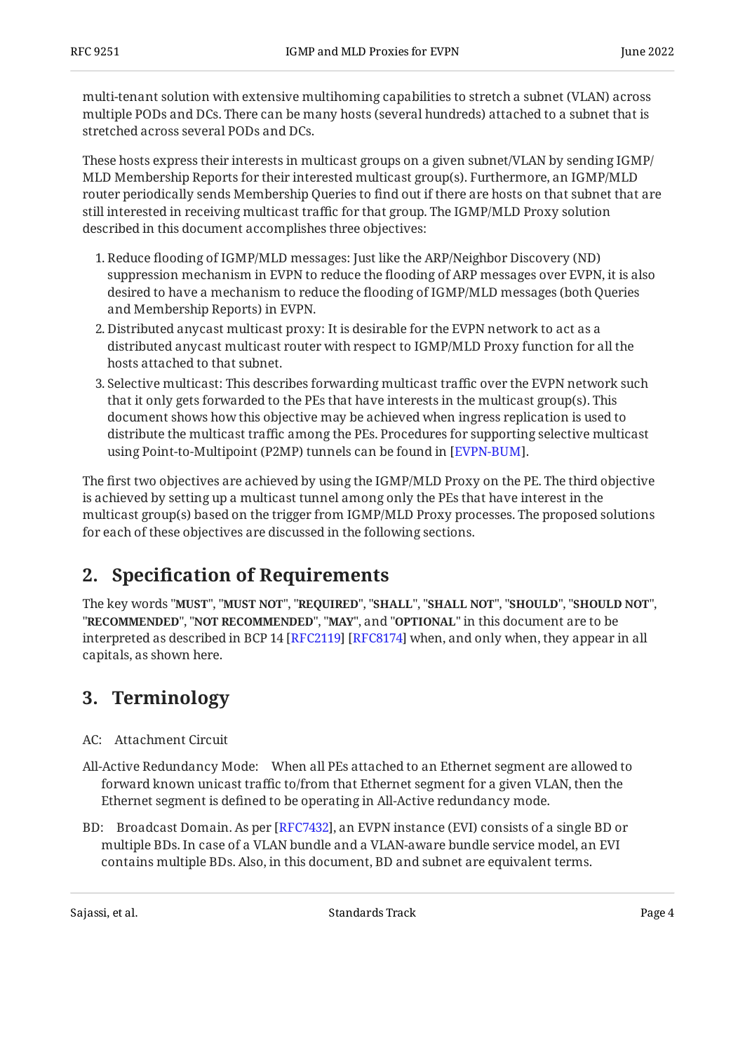multi-tenant solution with extensive multihoming capabilities to stretch a subnet (VLAN) across multiple PODs and DCs. There can be many hosts (several hundreds) attached to a subnet that is stretched across several PODs and DCs.

These hosts express their interests in multicast groups on a given subnet/VLAN by sending IGMP/MLD Membership Reports for their interested multicast group(s). Furthermore, an IGMP/MLD router periodically sends Membership Queries to find out if there are hosts on that subnet that are still interested in receiving multicast traffic for that group. The IGMP/MLD Proxy solution described in this document accomplishes three objectives:

1. Reduce flooding of IGMP/MLD messages: Just like the ARP/Neighbor Discovery (ND) suppression mechanism in EVPN to reduce the flooding of ARP messages over EVPN, it is also desired to have a mechanism to reduce the flooding of IGMP/MLD messages (both Queries and Membership Reports) in EVPN.
2. Distributed anycast multicast proxy: It is desirable for the EVPN network to act as a distributed anycast multicast router with respect to IGMP/MLD Proxy function for all the hosts attached to that subnet.
3. Selective multicast: This describes forwarding multicast traffic over the EVPN network such that it only gets forwarded to the PEs that have interests in the multicast group(s). This document shows how this objective may be achieved when ingress replication is used to distribute the multicast traffic among the PEs. Procedures for supporting selective multicast using Point-to-Multipoint (P2MP) tunnels can be found in [EVPN-BUM].

The first two objectives are achieved by using the IGMP/MLD Proxy on the PE. The third objective is achieved by setting up a multicast tunnel among only the PEs that have interest in the multicast group(s) based on the trigger from IGMP/MLD Proxy processes. The proposed solutions for each of these objectives are discussed in the following sections.

## 2. Specification of Requirements

The key words "**MUST**", "**MUST NOT**", "**REQUIRED**", "**SHALL**", "**SHALL NOT**", "**SHOULD**", "**SHOULD NOT**", "**RECOMMENDED**", "**NOT RECOMMENDED**", "**MAY**", and "**OPTIONAL**" in this document are to be interpreted as described in BCP 14 [RFC2119] [RFC8174] when, and only when, they appear in all capitals, as shown here.

## 3. Terminology

AC: Attachment Circuit

All-Active Redundancy Mode: When all PEs attached to an Ethernet segment are allowed to forward known unicast traffic to/from that Ethernet segment for a given VLAN, then the Ethernet segment is defined to be operating in All-Active redundancy mode.

BD: Broadcast Domain. As per [RFC7432], an EVPN instance (EVI) consists of a single BD or multiple BDs. In case of a VLAN bundle and a VLAN-aware bundle service model, an EVI contains multiple BDs. Also, in this document, BD and subnet are equivalent terms.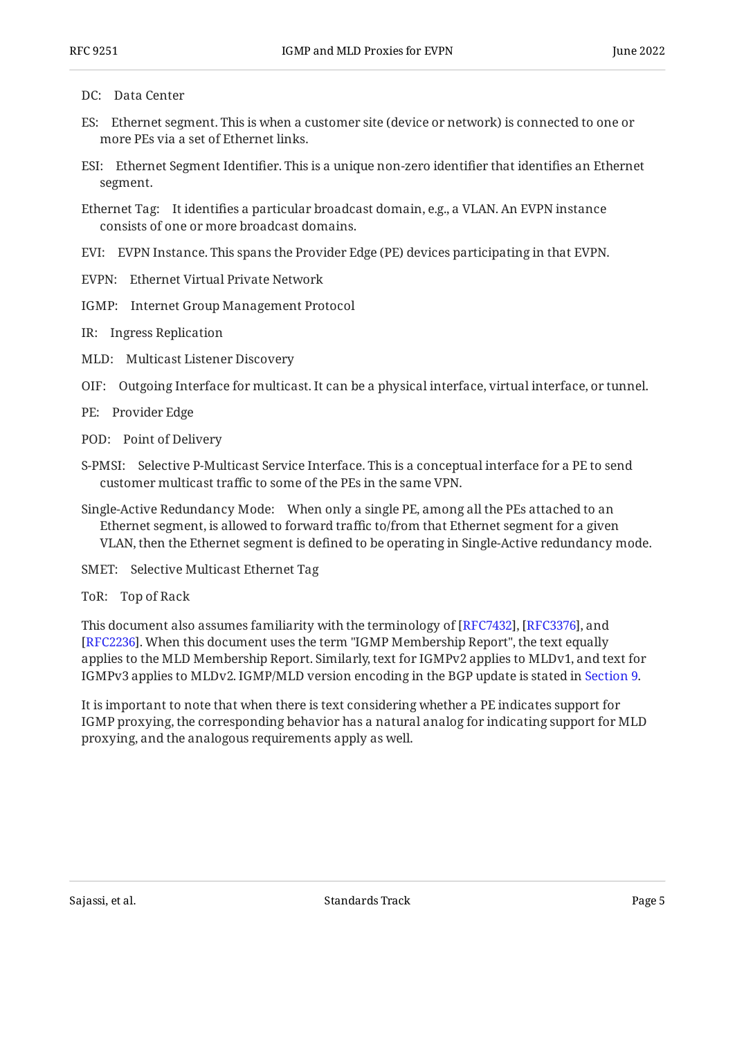DC: Data Center

ES: Ethernet segment. This is when a customer site (device or network) is connected to one or more PEs via a set of Ethernet links.

ESI: Ethernet Segment Identifier. This is a unique non-zero identifier that identifies an Ethernet segment.

Ethernet Tag: It identifies a particular broadcast domain, e.g., a VLAN. An EVPN instance consists of one or more broadcast domains.

EVI: EVPN Instance. This spans the Provider Edge (PE) devices participating in that EVPN.

EVPN: Ethernet Virtual Private Network

IGMP: Internet Group Management Protocol

IR: Ingress Replication

MLD: Multicast Listener Discovery

OIF: Outgoing Interface for multicast. It can be a physical interface, virtual interface, or tunnel.

PE: Provider Edge

POD: Point of Delivery

S-PMSI: Selective P-Multicast Service Interface. This is a conceptual interface for a PE to send customer multicast traffic to some of the PEs in the same VPN.

Single-Active Redundancy Mode: When only a single PE, among all the PEs attached to an Ethernet segment, is allowed to forward traffic to/from that Ethernet segment for a given VLAN, then the Ethernet segment is defined to be operating in Single-Active redundancy mode.

SMET: Selective Multicast Ethernet Tag

ToR: Top of Rack

This document also assumes familiarity with the terminology of [RFC7432], [RFC3376], and [RFC2236]. When this document uses the term "IGMP Membership Report", the text equally applies to the MLD Membership Report. Similarly, text for IGMPv2 applies to MLDv1, and text for IGMPv3 applies to MLDv2. IGMP/MLD version encoding in the BGP update is stated in Section 9.

It is important to note that when there is text considering whether a PE indicates support for IGMP proxying, the corresponding behavior has a natural analog for indicating support for MLD proxying, and the analogous requirements apply as well.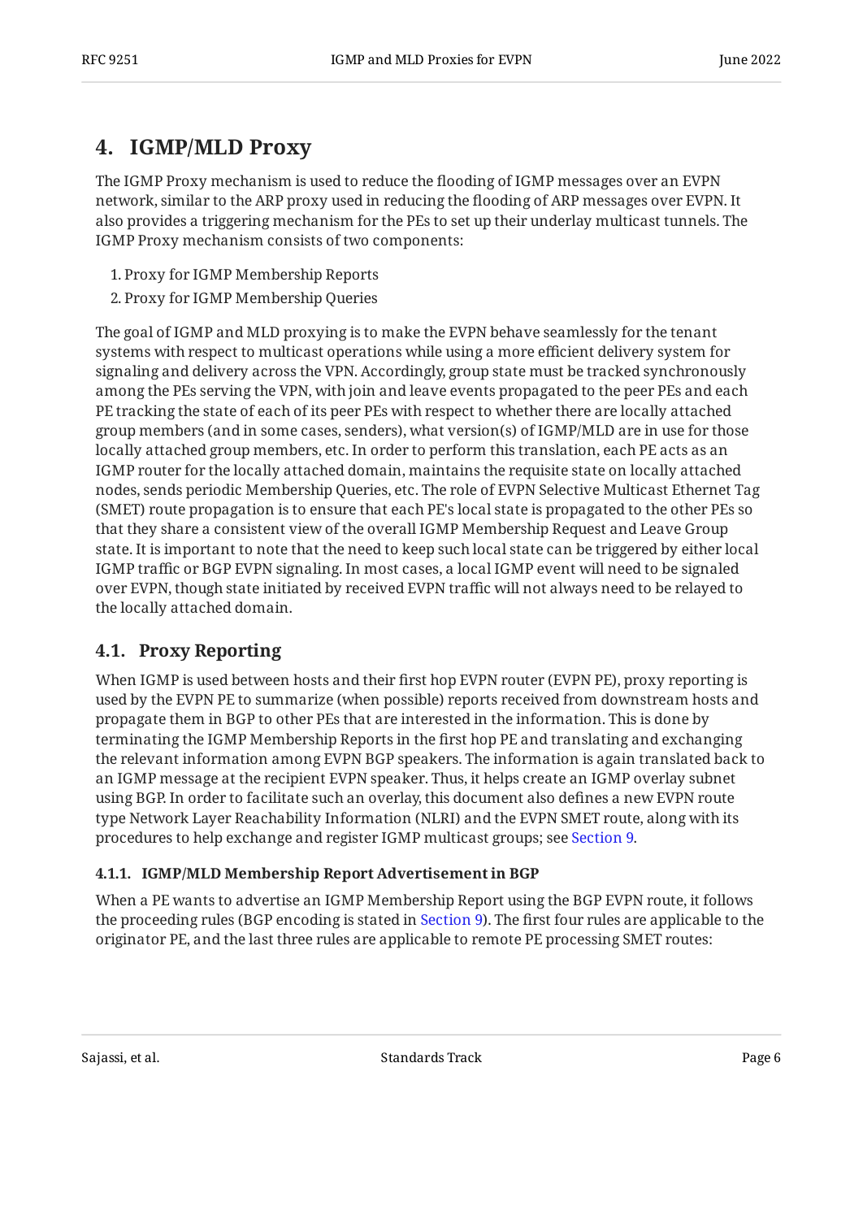## 4. IGMP/MLD Proxy

The IGMP Proxy mechanism is used to reduce the flooding of IGMP messages over an EVPN network, similar to the ARP proxy used in reducing the flooding of ARP messages over EVPN. It also provides a triggering mechanism for the PEs to set up their underlay multicast tunnels. The IGMP Proxy mechanism consists of two components:

1. Proxy for IGMP Membership Reports
2. Proxy for IGMP Membership Queries

The goal of IGMP and MLD proxying is to make the EVPN behave seamlessly for the tenant systems with respect to multicast operations while using a more efficient delivery system for signaling and delivery across the VPN. Accordingly, group state must be tracked synchronously among the PEs serving the VPN, with join and leave events propagated to the peer PEs and each PE tracking the state of each of its peer PEs with respect to whether there are locally attached group members (and in some cases, senders), what version(s) of IGMP/MLD are in use for those locally attached group members, etc. In order to perform this translation, each PE acts as an IGMP router for the locally attached domain, maintains the requisite state on locally attached nodes, sends periodic Membership Queries, etc. The role of EVPN Selective Multicast Ethernet Tag (SMET) route propagation is to ensure that each PE's local state is propagated to the other PEs so that they share a consistent view of the overall IGMP Membership Request and Leave Group state. It is important to note that the need to keep such local state can be triggered by either local IGMP traffic or BGP EVPN signaling. In most cases, a local IGMP event will need to be signaled over EVPN, though state initiated by received EVPN traffic will not always need to be relayed to the locally attached domain.

### 4.1. Proxy Reporting

When IGMP is used between hosts and their first hop EVPN router (EVPN PE), proxy reporting is used by the EVPN PE to summarize (when possible) reports received from downstream hosts and propagate them in BGP to other PEs that are interested in the information. This is done by terminating the IGMP Membership Reports in the first hop PE and translating and exchanging the relevant information among EVPN BGP speakers. The information is again translated back to an IGMP message at the recipient EVPN speaker. Thus, it helps create an IGMP overlay subnet using BGP. In order to facilitate such an overlay, this document also defines a new EVPN route type Network Layer Reachability Information (NLRI) and the EVPN SMET route, along with its procedures to help exchange and register IGMP multicast groups; see Section 9.

#### 4.1.1. IGMP/MLD Membership Report Advertisement in BGP

When a PE wants to advertise an IGMP Membership Report using the BGP EVPN route, it follows the proceeding rules (BGP encoding is stated in Section 9). The first four rules are applicable to the originator PE, and the last three rules are applicable to remote PE processing SMET routes: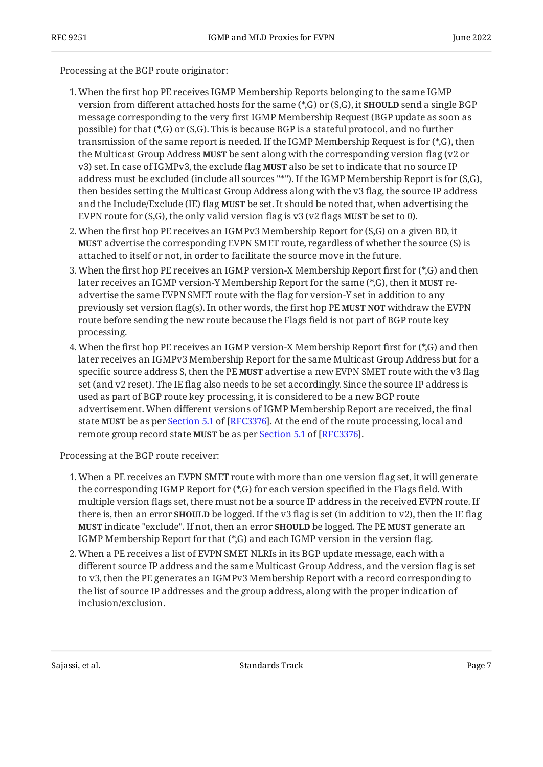Processing at the BGP route originator:

1. When the first hop PE receives IGMP Membership Reports belonging to the same IGMP version from different attached hosts for the same (*,G) or (S,G), it **SHOULD** send a single BGP message corresponding to the very first IGMP Membership Request (BGP update as soon as possible) for that (*,G) or (S,G). This is because BGP is a stateful protocol, and no further transmission of the same report is needed. If the IGMP Membership Request is for (*,G), then the Multicast Group Address **MUST** be sent along with the corresponding version flag (v2 or v3) set. In case of IGMPv3, the exclude flag **MUST** also be set to indicate that no source IP address must be excluded (include all sources "*"). If the IGMP Membership Report is for (S,G), then besides setting the Multicast Group Address along with the v3 flag, the source IP address and the Include/Exclude (IE) flag **MUST** be set. It should be noted that, when advertising the EVPN route for (S,G), the only valid version flag is v3 (v2 flags **MUST** be set to 0).
2. When the first hop PE receives an IGMPv3 Membership Report for (S,G) on a given BD, it **MUST** advertise the corresponding EVPN SMET route, regardless of whether the source (S) is attached to itself or not, in order to facilitate the source move in the future.
3. When the first hop PE receives an IGMP version-X Membership Report first for (*,G) and then later receives an IGMP version-Y Membership Report for the same (*,G), then it **MUST** re-advertise the same EVPN SMET route with the flag for version-Y set in addition to any previously set version flag(s). In other words, the first hop PE **MUST NOT** withdraw the EVPN route before sending the new route because the Flags field is not part of BGP route key processing.
4. When the first hop PE receives an IGMP version-X Membership Report first for (*,G) and then later receives an IGMPv3 Membership Report for the same Multicast Group Address but for a specific source address S, then the PE **MUST** advertise a new EVPN SMET route with the v3 flag set (and v2 reset). The IE flag also needs to be set accordingly. Since the source IP address is used as part of BGP route key processing, it is considered to be a new BGP route advertisement. When different versions of IGMP Membership Report are received, the final state **MUST** be as per Section 5.1 of [RFC3376]. At the end of the route processing, local and remote group record state **MUST** be as per Section 5.1 of [RFC3376].

Processing at the BGP route receiver:

1. When a PE receives an EVPN SMET route with more than one version flag set, it will generate the corresponding IGMP Report for (*,G) for each version specified in the Flags field. With multiple version flags set, there must not be a source IP address in the received EVPN route. If there is, then an error **SHOULD** be logged. If the v3 flag is set (in addition to v2), then the IE flag **MUST** indicate "exclude". If not, then an error **SHOULD** be logged. The PE **MUST** generate an IGMP Membership Report for that (*,G) and each IGMP version in the version flag.
2. When a PE receives a list of EVPN SMET NLRIs in its BGP update message, each with a different source IP address and the same Multicast Group Address, and the version flag is set to v3, then the PE generates an IGMPv3 Membership Report with a record corresponding to the list of source IP addresses and the group address, along with the proper indication of inclusion/exclusion.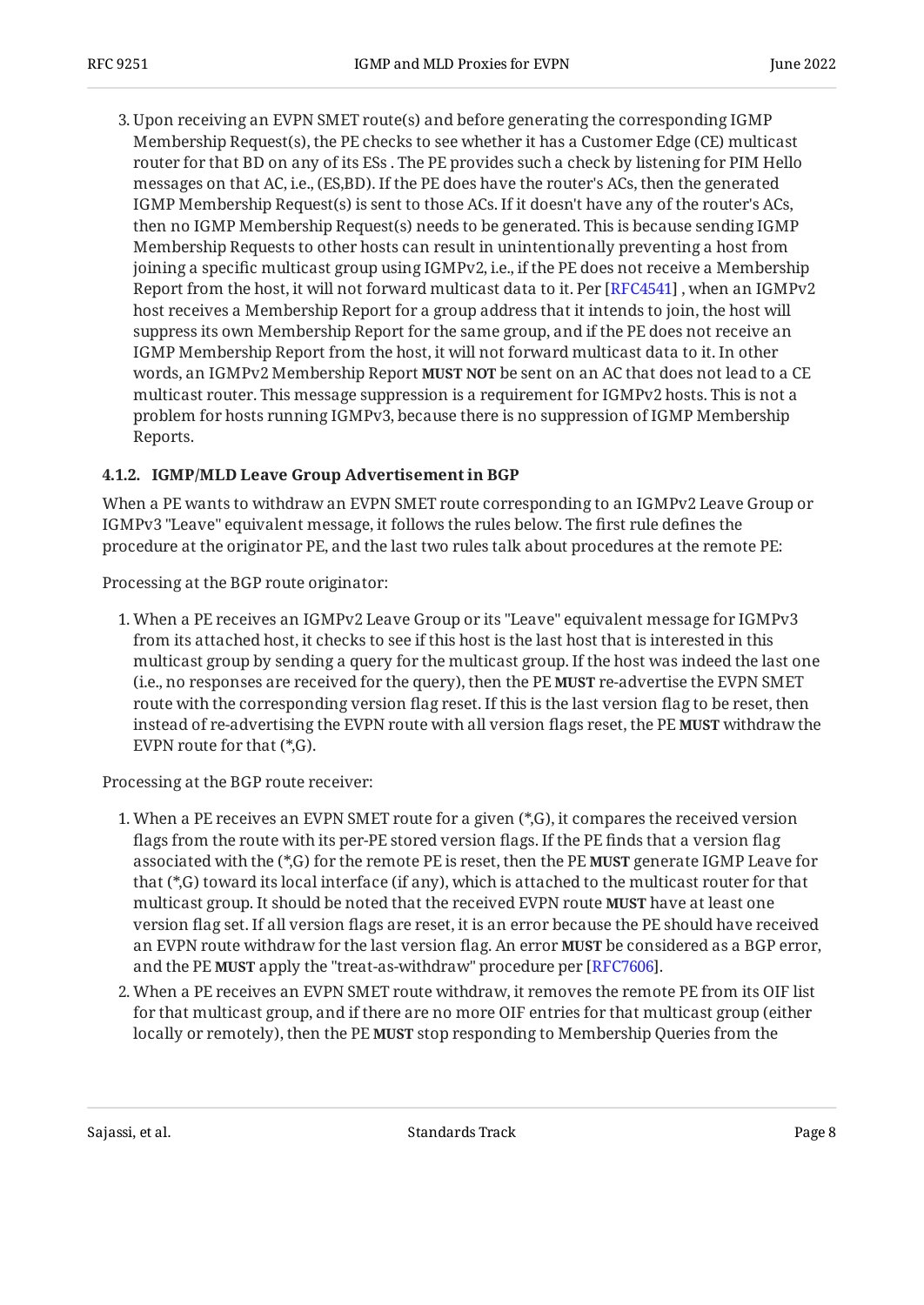3. Upon receiving an EVPN SMET route(s) and before generating the corresponding IGMP Membership Request(s), the PE checks to see whether it has a Customer Edge (CE) multicast router for that BD on any of its ESs . The PE provides such a check by listening for PIM Hello messages on that AC, i.e., (ES,BD). If the PE does have the router's ACs, then the generated IGMP Membership Request(s) is sent to those ACs. If it doesn't have any of the router's ACs, then no IGMP Membership Request(s) needs to be generated. This is because sending IGMP Membership Requests to other hosts can result in unintentionally preventing a host from joining a specific multicast group using IGMPv2, i.e., if the PE does not receive a Membership Report from the host, it will not forward multicast data to it. Per [RFC4541] , when an IGMPv2 host receives a Membership Report for a group address that it intends to join, the host will suppress its own Membership Report for the same group, and if the PE does not receive an IGMP Membership Report from the host, it will not forward multicast data to it. In other words, an IGMPv2 Membership Report **MUST NOT** be sent on an AC that does not lead to a CE multicast router. This message suppression is a requirement for IGMPv2 hosts. This is not a problem for hosts running IGMPv3, because there is no suppression of IGMP Membership Reports.

#### 4.1.2. IGMP/MLD Leave Group Advertisement in BGP

When a PE wants to withdraw an EVPN SMET route corresponding to an IGMPv2 Leave Group or IGMPv3 "Leave" equivalent message, it follows the rules below. The first rule defines the procedure at the originator PE, and the last two rules talk about procedures at the remote PE:

Processing at the BGP route originator:

1. When a PE receives an IGMPv2 Leave Group or its "Leave" equivalent message for IGMPv3 from its attached host, it checks to see if this host is the last host that is interested in this multicast group by sending a query for the multicast group. If the host was indeed the last one (i.e., no responses are received for the query), then the PE **MUST** re-advertise the EVPN SMET route with the corresponding version flag reset. If this is the last version flag to be reset, then instead of re-advertising the EVPN route with all version flags reset, the PE **MUST** withdraw the EVPN route for that (*,G).

Processing at the BGP route receiver:

1. When a PE receives an EVPN SMET route for a given (*,G), it compares the received version flags from the route with its per-PE stored version flags. If the PE finds that a version flag associated with the (*,G) for the remote PE is reset, then the PE **MUST** generate IGMP Leave for that (*,G) toward its local interface (if any), which is attached to the multicast router for that multicast group. It should be noted that the received EVPN route **MUST** have at least one version flag set. If all version flags are reset, it is an error because the PE should have received an EVPN route withdraw for the last version flag. An error **MUST** be considered as a BGP error, and the PE **MUST** apply the "treat-as-withdraw" procedure per [RFC7606].
2. When a PE receives an EVPN SMET route withdraw, it removes the remote PE from its OIF list for that multicast group, and if there are no more OIF entries for that multicast group (either locally or remotely), then the PE **MUST** stop responding to Membership Queries from the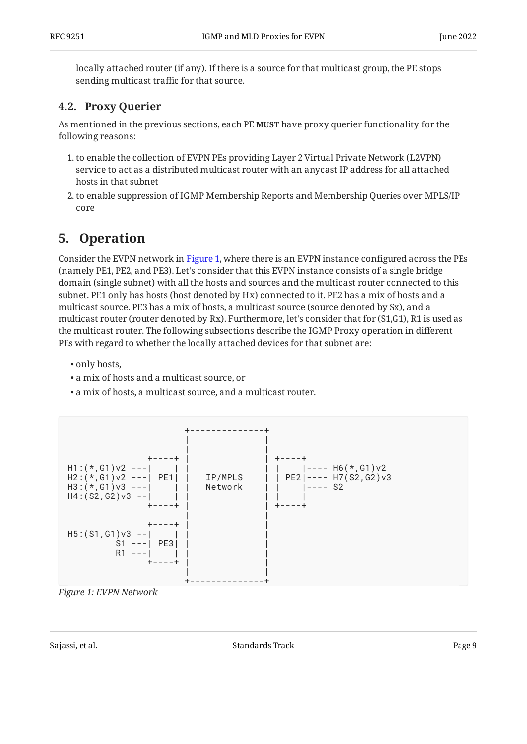locally attached router (if any). If there is a source for that multicast group, the PE stops sending multicast traffic for that source.

### 4.2. Proxy Querier

As mentioned in the previous sections, each PE **MUST** have proxy querier functionality for the following reasons:

1. to enable the collection of EVPN PEs providing Layer 2 Virtual Private Network (L2VPN) service to act as a distributed multicast router with an anycast IP address for all attached hosts in that subnet
2. to enable suppression of IGMP Membership Reports and Membership Queries over MPLS/IP core

## 5. Operation

Consider the EVPN network in Figure 1, where there is an EVPN instance configured across the PEs (namely PE1, PE2, and PE3). Let's consider that this EVPN instance consists of a single bridge domain (single subnet) with all the hosts and sources and the multicast router connected to this subnet. PE1 only has hosts (host denoted by Hx) connected to it. PE2 has a mix of hosts and a multicast source. PE3 has a mix of hosts, a multicast source (source denoted by Sx), and a multicast router (router denoted by Rx). Furthermore, let's consider that for (S1,G1), R1 is used as the multicast router. The following subsections describe the IGMP Proxy operation in different PEs with regard to whether the locally attached devices for that subnet are:

- only hosts,
- a mix of hosts and a multicast source, or
- a mix of hosts, a multicast source, and a multicast router.

```
                     +--------------+
                     |              |
                     |              |
               +----+ |              | +----+
H1:(*,G1)v2 ---|    | |              | |    |---- H6(*,G1)v2
H2:(*,G1)v2 ---| PE1| |   IP/MPLS    | | PE2|---- H7(S2,G2)v3
H3:(*,G1)v3 ---|    | |   Network    | |    |---- S2
H4:(S2,G2)v3 --|    | |              | |    |
               +----+ |              | +----+
                     |              |
               +----+ |              |
H5:(S1,G1)v3 --|    | |              |
         S1 ---| PE3| |              |
         R1 ---|    | |              |
               +----+ |              |
                     |              |
                     +--------------+
```

*Figure 1: EVPN Network*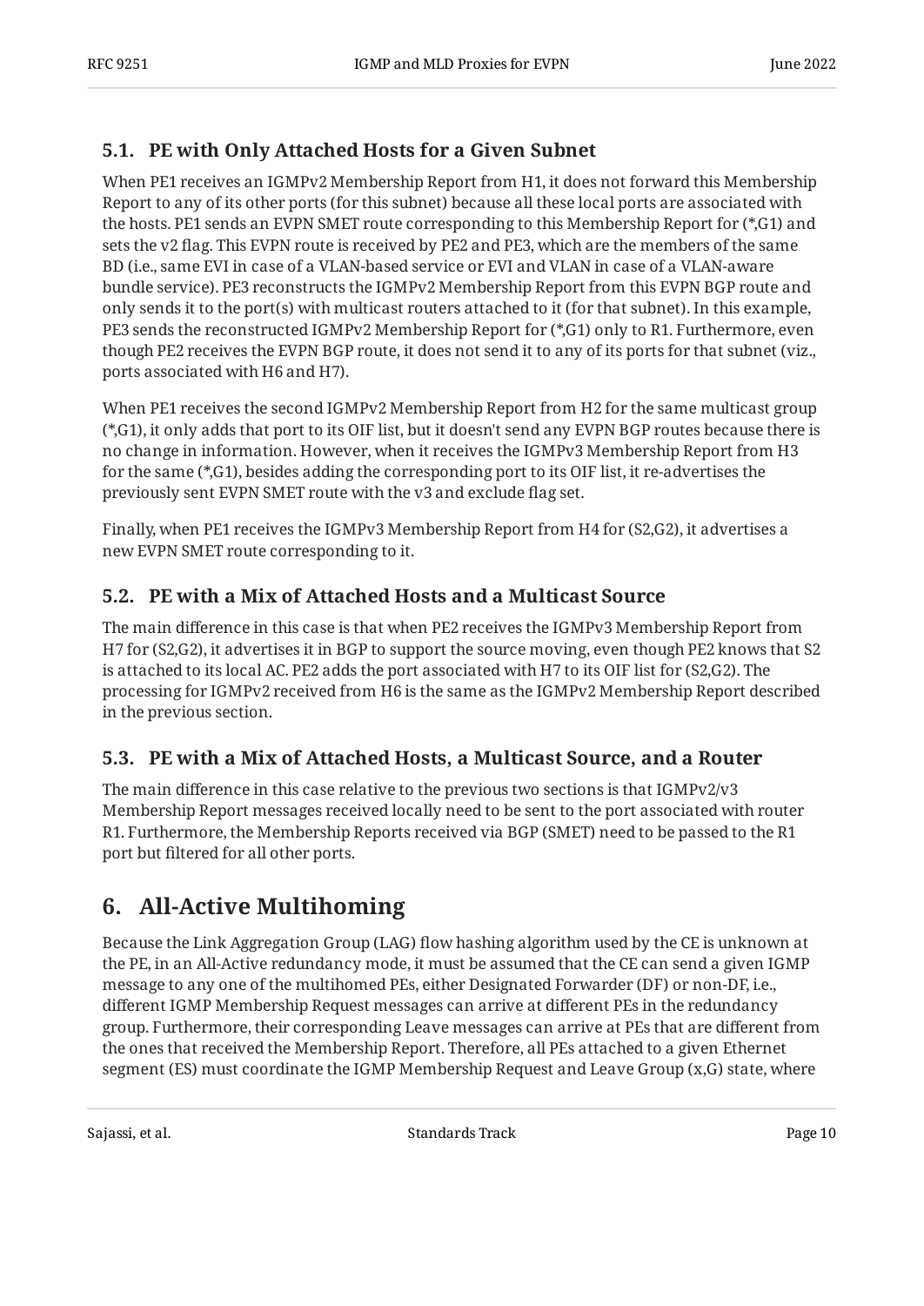### 5.1. PE with Only Attached Hosts for a Given Subnet

When PE1 receives an IGMPv2 Membership Report from H1, it does not forward this Membership Report to any of its other ports (for this subnet) because all these local ports are associated with the hosts. PE1 sends an EVPN SMET route corresponding to this Membership Report for (*,G1) and sets the v2 flag. This EVPN route is received by PE2 and PE3, which are the members of the same BD (i.e., same EVI in case of a VLAN-based service or EVI and VLAN in case of a VLAN-aware bundle service). PE3 reconstructs the IGMPv2 Membership Report from this EVPN BGP route and only sends it to the port(s) with multicast routers attached to it (for that subnet). In this example, PE3 sends the reconstructed IGMPv2 Membership Report for (*,G1) only to R1. Furthermore, even though PE2 receives the EVPN BGP route, it does not send it to any of its ports for that subnet (viz., ports associated with H6 and H7).

When PE1 receives the second IGMPv2 Membership Report from H2 for the same multicast group (*,G1), it only adds that port to its OIF list, but it doesn't send any EVPN BGP routes because there is no change in information. However, when it receives the IGMPv3 Membership Report from H3 for the same (*,G1), besides adding the corresponding port to its OIF list, it re-advertises the previously sent EVPN SMET route with the v3 and exclude flag set.

Finally, when PE1 receives the IGMPv3 Membership Report from H4 for (S2,G2), it advertises a new EVPN SMET route corresponding to it.

### 5.2. PE with a Mix of Attached Hosts and a Multicast Source

The main difference in this case is that when PE2 receives the IGMPv3 Membership Report from H7 for (S2,G2), it advertises it in BGP to support the source moving, even though PE2 knows that S2 is attached to its local AC. PE2 adds the port associated with H7 to its OIF list for (S2,G2). The processing for IGMPv2 received from H6 is the same as the IGMPv2 Membership Report described in the previous section.

### 5.3. PE with a Mix of Attached Hosts, a Multicast Source, and a Router

The main difference in this case relative to the previous two sections is that IGMPv2/v3 Membership Report messages received locally need to be sent to the port associated with router R1. Furthermore, the Membership Reports received via BGP (SMET) need to be passed to the R1 port but filtered for all other ports.

## 6. All-Active Multihoming

Because the Link Aggregation Group (LAG) flow hashing algorithm used by the CE is unknown at the PE, in an All-Active redundancy mode, it must be assumed that the CE can send a given IGMP message to any one of the multihomed PEs, either Designated Forwarder (DF) or non-DF, i.e., different IGMP Membership Request messages can arrive at different PEs in the redundancy group. Furthermore, their corresponding Leave messages can arrive at PEs that are different from the ones that received the Membership Report. Therefore, all PEs attached to a given Ethernet segment (ES) must coordinate the IGMP Membership Request and Leave Group (x,G) state, where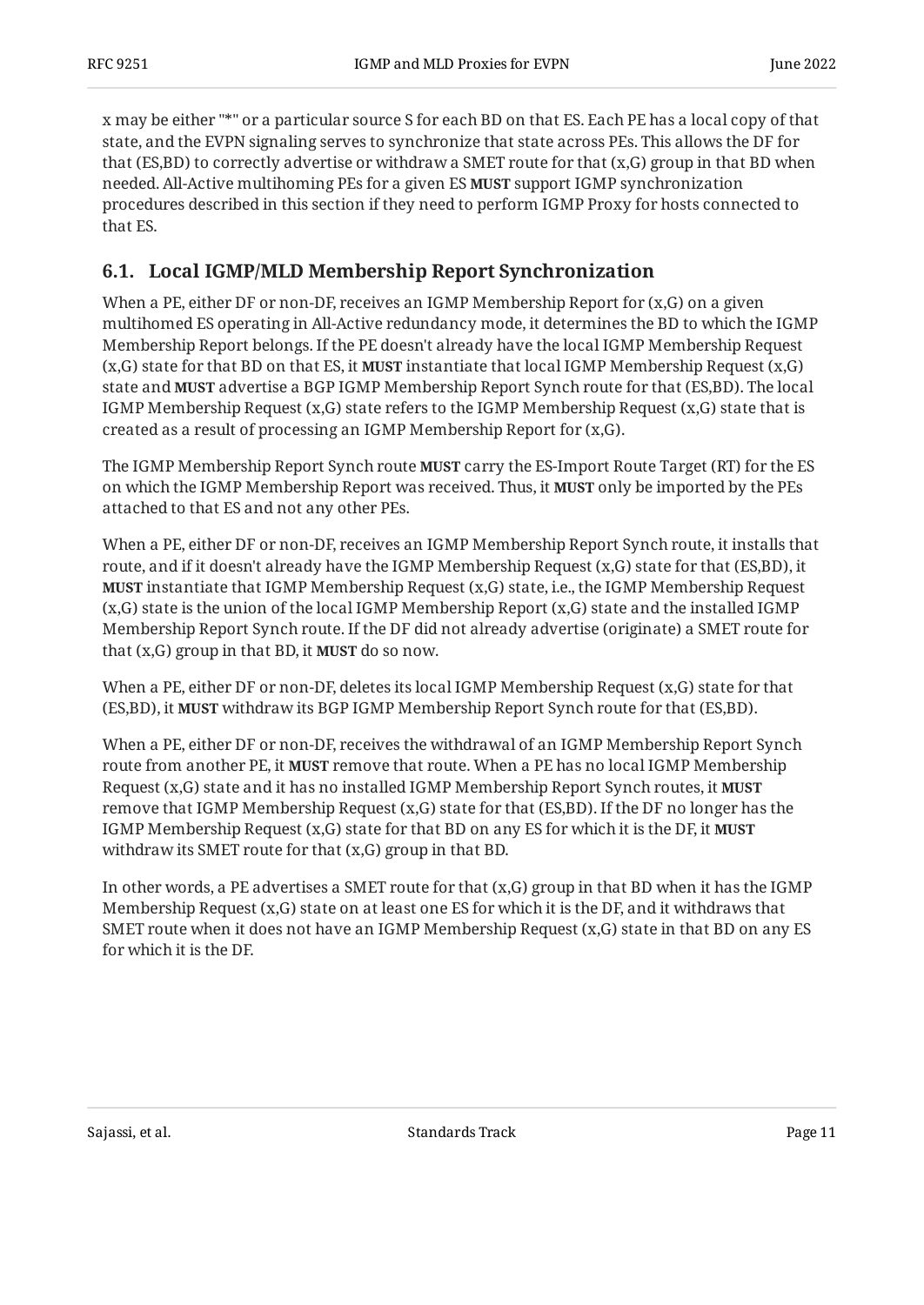x may be either "*" or a particular source S for each BD on that ES. Each PE has a local copy of that state, and the EVPN signaling serves to synchronize that state across PEs. This allows the DF for that (ES,BD) to correctly advertise or withdraw a SMET route for that (x,G) group in that BD when needed. All-Active multihoming PEs for a given ES **MUST** support IGMP synchronization procedures described in this section if they need to perform IGMP Proxy for hosts connected to that ES.

## 6.1. Local IGMP/MLD Membership Report Synchronization

When a PE, either DF or non-DF, receives an IGMP Membership Report for (x,G) on a given multihomed ES operating in All-Active redundancy mode, it determines the BD to which the IGMP Membership Report belongs. If the PE doesn't already have the local IGMP Membership Request (x,G) state for that BD on that ES, it **MUST** instantiate that local IGMP Membership Request (x,G) state and **MUST** advertise a BGP IGMP Membership Report Synch route for that (ES,BD). The local IGMP Membership Request (x,G) state refers to the IGMP Membership Request (x,G) state that is created as a result of processing an IGMP Membership Report for (x,G).

The IGMP Membership Report Synch route **MUST** carry the ES-Import Route Target (RT) for the ES on which the IGMP Membership Report was received. Thus, it **MUST** only be imported by the PEs attached to that ES and not any other PEs.

When a PE, either DF or non-DF, receives an IGMP Membership Report Synch route, it installs that route, and if it doesn't already have the IGMP Membership Request (x,G) state for that (ES,BD), it **MUST** instantiate that IGMP Membership Request (x,G) state, i.e., the IGMP Membership Request (x,G) state is the union of the local IGMP Membership Report (x,G) state and the installed IGMP Membership Report Synch route. If the DF did not already advertise (originate) a SMET route for that (x,G) group in that BD, it **MUST** do so now.

When a PE, either DF or non-DF, deletes its local IGMP Membership Request (x,G) state for that (ES,BD), it **MUST** withdraw its BGP IGMP Membership Report Synch route for that (ES,BD).

When a PE, either DF or non-DF, receives the withdrawal of an IGMP Membership Report Synch route from another PE, it **MUST** remove that route. When a PE has no local IGMP Membership Request (x,G) state and it has no installed IGMP Membership Report Synch routes, it **MUST** remove that IGMP Membership Request (x,G) state for that (ES,BD). If the DF no longer has the IGMP Membership Request (x,G) state for that BD on any ES for which it is the DF, it **MUST** withdraw its SMET route for that (x,G) group in that BD.

In other words, a PE advertises a SMET route for that (x,G) group in that BD when it has the IGMP Membership Request (x,G) state on at least one ES for which it is the DF, and it withdraws that SMET route when it does not have an IGMP Membership Request (x,G) state in that BD on any ES for which it is the DF.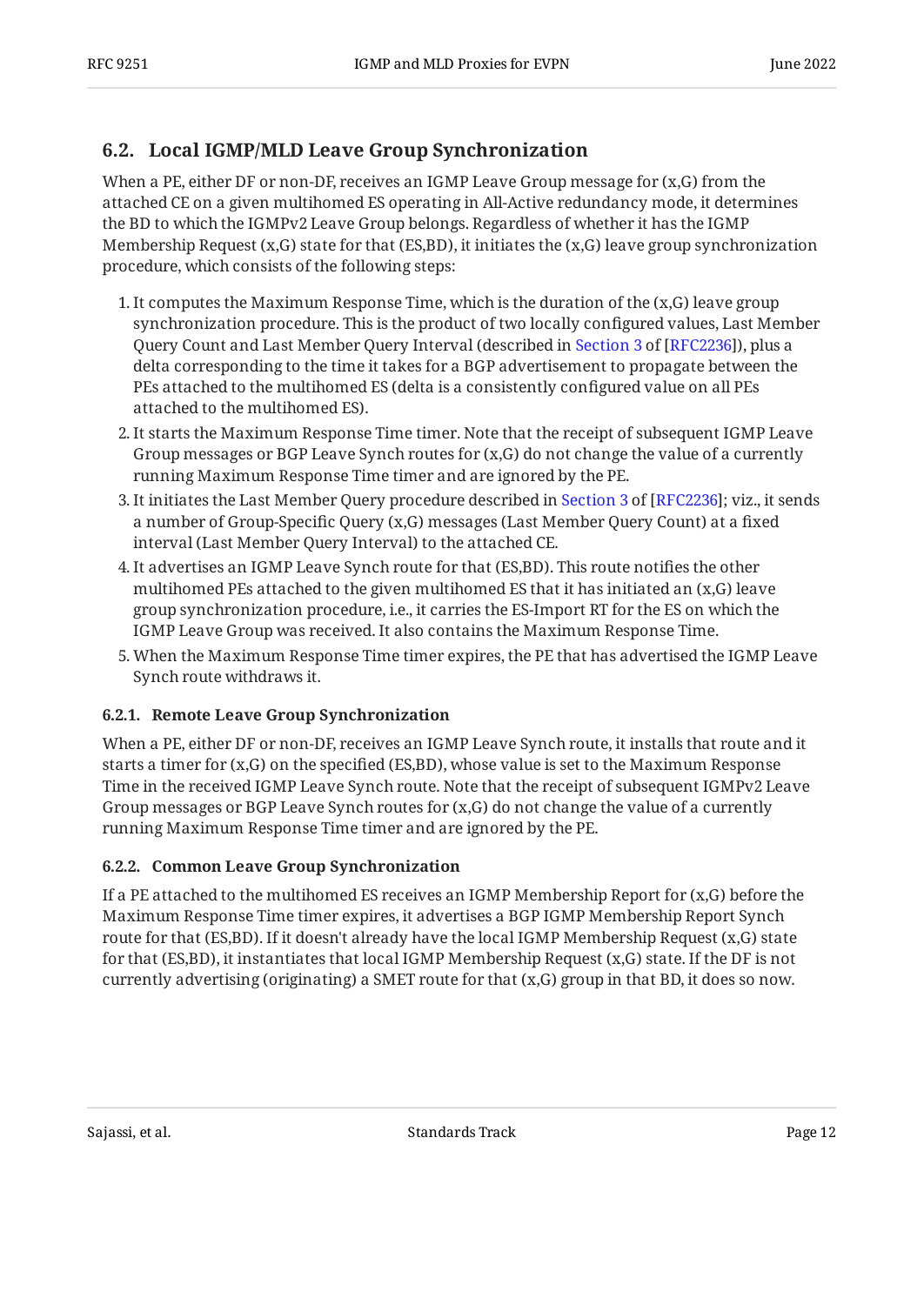## 6.2. Local IGMP/MLD Leave Group Synchronization

When a PE, either DF or non-DF, receives an IGMP Leave Group message for (x,G) from the attached CE on a given multihomed ES operating in All-Active redundancy mode, it determines the BD to which the IGMPv2 Leave Group belongs. Regardless of whether it has the IGMP Membership Request (x,G) state for that (ES,BD), it initiates the (x,G) leave group synchronization procedure, which consists of the following steps:

1. It computes the Maximum Response Time, which is the duration of the (x,G) leave group synchronization procedure. This is the product of two locally configured values, Last Member Query Count and Last Member Query Interval (described in Section 3 of [RFC2236]), plus a delta corresponding to the time it takes for a BGP advertisement to propagate between the PEs attached to the multihomed ES (delta is a consistently configured value on all PEs attached to the multihomed ES).
2. It starts the Maximum Response Time timer. Note that the receipt of subsequent IGMP Leave Group messages or BGP Leave Synch routes for (x,G) do not change the value of a currently running Maximum Response Time timer and are ignored by the PE.
3. It initiates the Last Member Query procedure described in Section 3 of [RFC2236]; viz., it sends a number of Group-Specific Query (x,G) messages (Last Member Query Count) at a fixed interval (Last Member Query Interval) to the attached CE.
4. It advertises an IGMP Leave Synch route for that (ES,BD). This route notifies the other multihomed PEs attached to the given multihomed ES that it has initiated an (x,G) leave group synchronization procedure, i.e., it carries the ES-Import RT for the ES on which the IGMP Leave Group was received. It also contains the Maximum Response Time.
5. When the Maximum Response Time timer expires, the PE that has advertised the IGMP Leave Synch route withdraws it.

### 6.2.1. Remote Leave Group Synchronization

When a PE, either DF or non-DF, receives an IGMP Leave Synch route, it installs that route and it starts a timer for (x,G) on the specified (ES,BD), whose value is set to the Maximum Response Time in the received IGMP Leave Synch route. Note that the receipt of subsequent IGMPv2 Leave Group messages or BGP Leave Synch routes for (x,G) do not change the value of a currently running Maximum Response Time timer and are ignored by the PE.

### 6.2.2. Common Leave Group Synchronization

If a PE attached to the multihomed ES receives an IGMP Membership Report for (x,G) before the Maximum Response Time timer expires, it advertises a BGP IGMP Membership Report Synch route for that (ES,BD). If it doesn't already have the local IGMP Membership Request (x,G) state for that (ES,BD), it instantiates that local IGMP Membership Request (x,G) state. If the DF is not currently advertising (originating) a SMET route for that (x,G) group in that BD, it does so now.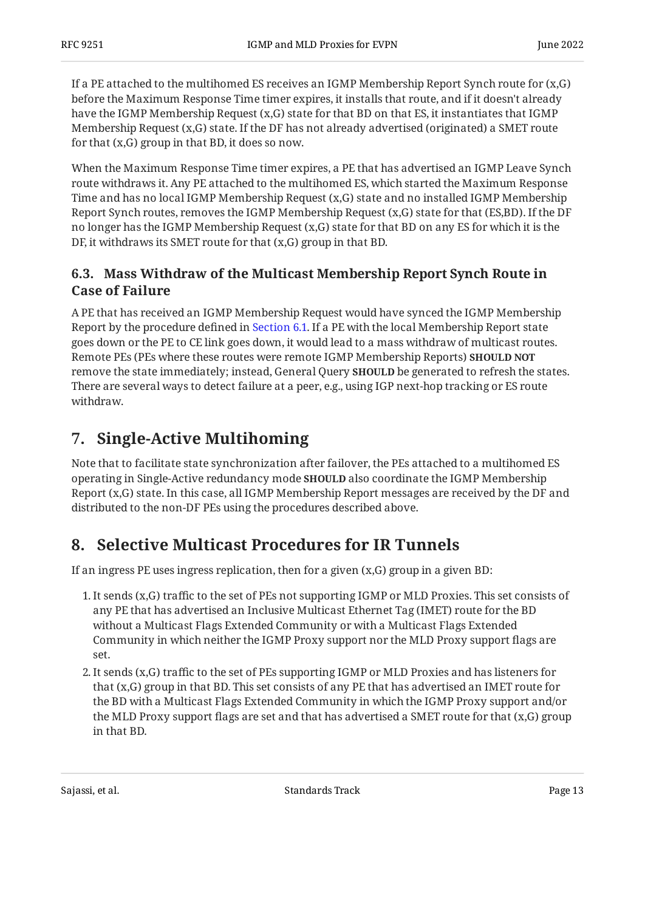If a PE attached to the multihomed ES receives an IGMP Membership Report Synch route for (x,G) before the Maximum Response Time timer expires, it installs that route, and if it doesn't already have the IGMP Membership Request (x,G) state for that BD on that ES, it instantiates that IGMP Membership Request (x,G) state. If the DF has not already advertised (originated) a SMET route for that (x,G) group in that BD, it does so now.

When the Maximum Response Time timer expires, a PE that has advertised an IGMP Leave Synch route withdraws it. Any PE attached to the multihomed ES, which started the Maximum Response Time and has no local IGMP Membership Request (x,G) state and no installed IGMP Membership Report Synch routes, removes the IGMP Membership Request (x,G) state for that (ES,BD). If the DF no longer has the IGMP Membership Request (x,G) state for that BD on any ES for which it is the DF, it withdraws its SMET route for that (x,G) group in that BD.

### 6.3. Mass Withdraw of the Multicast Membership Report Synch Route in Case of Failure

A PE that has received an IGMP Membership Request would have synced the IGMP Membership Report by the procedure defined in Section 6.1. If a PE with the local Membership Report state goes down or the PE to CE link goes down, it would lead to a mass withdraw of multicast routes. Remote PEs (PEs where these routes were remote IGMP Membership Reports) **SHOULD NOT** remove the state immediately; instead, General Query **SHOULD** be generated to refresh the states. There are several ways to detect failure at a peer, e.g., using IGP next-hop tracking or ES route withdraw.

## 7. Single-Active Multihoming

Note that to facilitate state synchronization after failover, the PEs attached to a multihomed ES operating in Single-Active redundancy mode **SHOULD** also coordinate the IGMP Membership Report (x,G) state. In this case, all IGMP Membership Report messages are received by the DF and distributed to the non-DF PEs using the procedures described above.

## 8. Selective Multicast Procedures for IR Tunnels

If an ingress PE uses ingress replication, then for a given (x,G) group in a given BD:

1. It sends (x,G) traffic to the set of PEs not supporting IGMP or MLD Proxies. This set consists of any PE that has advertised an Inclusive Multicast Ethernet Tag (IMET) route for the BD without a Multicast Flags Extended Community or with a Multicast Flags Extended Community in which neither the IGMP Proxy support nor the MLD Proxy support flags are set.
2. It sends (x,G) traffic to the set of PEs supporting IGMP or MLD Proxies and has listeners for that (x,G) group in that BD. This set consists of any PE that has advertised an IMET route for the BD with a Multicast Flags Extended Community in which the IGMP Proxy support and/or the MLD Proxy support flags are set and that has advertised a SMET route for that (x,G) group in that BD.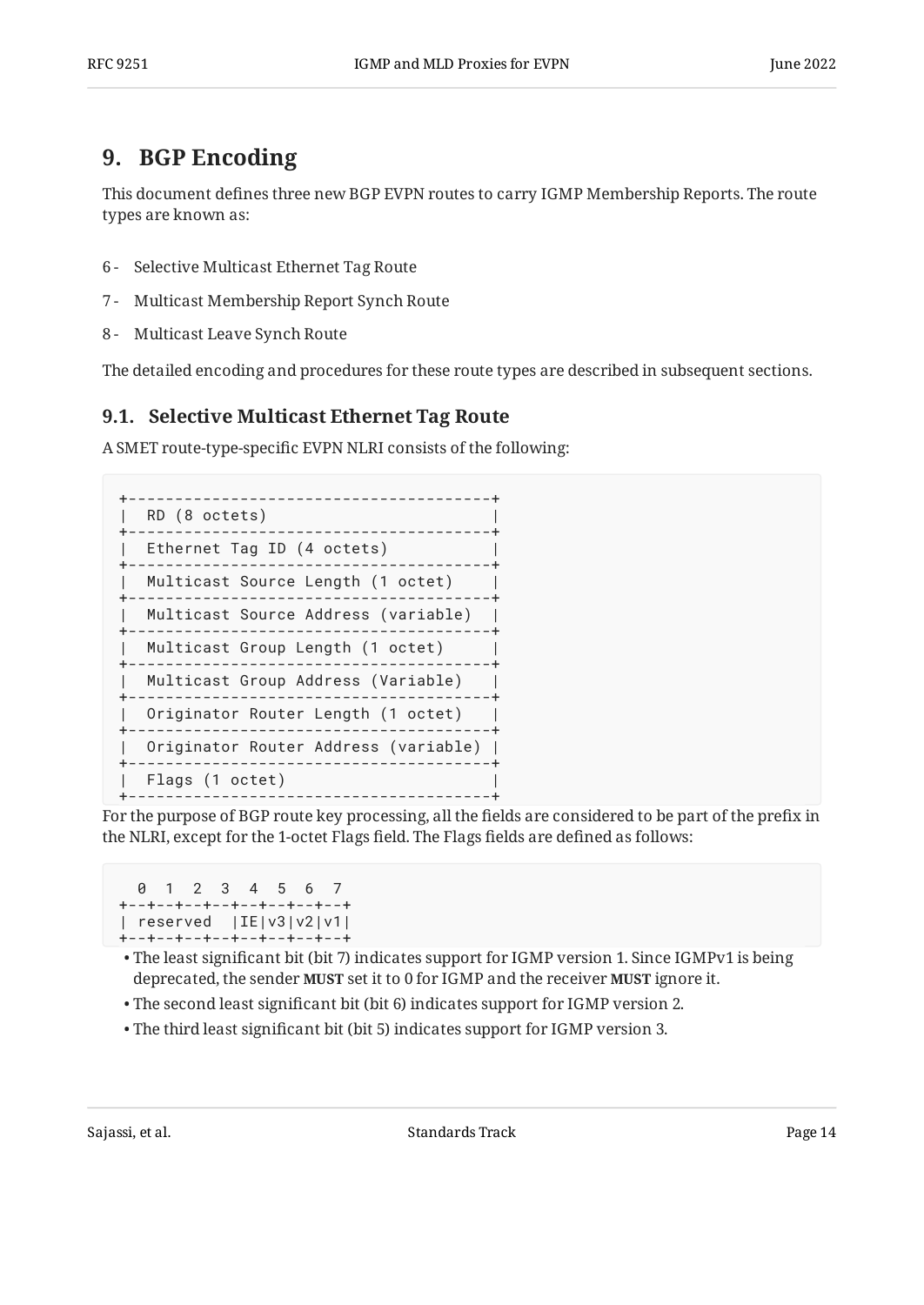## 9. BGP Encoding

This document defines three new BGP EVPN routes to carry IGMP Membership Reports. The route types are known as:

6 - Selective Multicast Ethernet Tag Route

7 - Multicast Membership Report Synch Route

8 - Multicast Leave Synch Route

The detailed encoding and procedures for these route types are described in subsequent sections.

### 9.1. Selective Multicast Ethernet Tag Route

A SMET route-type-specific EVPN NLRI consists of the following:

```
+---------------------------------------+
|  RD (8 octets)                        |
+---------------------------------------+
|  Ethernet Tag ID (4 octets)           |
+---------------------------------------+
|  Multicast Source Length (1 octet)    |
+---------------------------------------+
|  Multicast Source Address (variable)  |
+---------------------------------------+
|  Multicast Group Length (1 octet)     |
+---------------------------------------+
|  Multicast Group Address (Variable)   |
+---------------------------------------+
|  Originator Router Length (1 octet)   |
+---------------------------------------+
|  Originator Router Address (variable) |
+---------------------------------------+
|  Flags (1 octet)                      |
+---------------------------------------+
```

For the purpose of BGP route key processing, all the fields are considered to be part of the prefix in the NLRI, except for the 1-octet Flags field. The Flags fields are defined as follows:

```
  0  1  2  3  4  5  6  7
+--+--+--+--+--+--+--+--+
| reserved  |IE|v3|v2|v1|
+--+--+--+--+--+--+--+--+
```

- The least significant bit (bit 7) indicates support for IGMP version 1. Since IGMPv1 is being deprecated, the sender **MUST** set it to 0 for IGMP and the receiver **MUST** ignore it.
- The second least significant bit (bit 6) indicates support for IGMP version 2.
- The third least significant bit (bit 5) indicates support for IGMP version 3.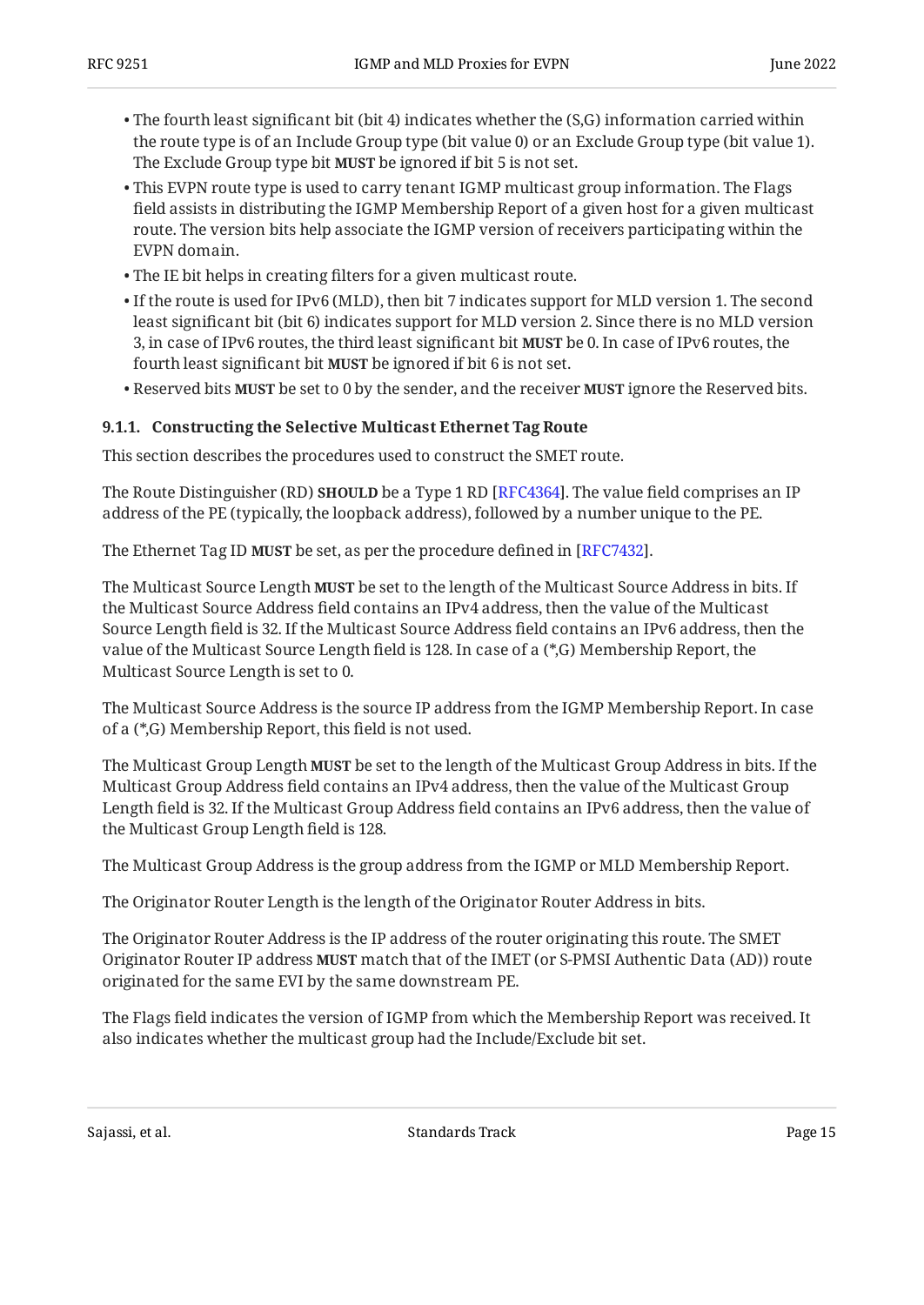- The fourth least significant bit (bit 4) indicates whether the (S,G) information carried within the route type is of an Include Group type (bit value 0) or an Exclude Group type (bit value 1). The Exclude Group type bit **MUST** be ignored if bit 5 is not set.
- This EVPN route type is used to carry tenant IGMP multicast group information. The Flags field assists in distributing the IGMP Membership Report of a given host for a given multicast route. The version bits help associate the IGMP version of receivers participating within the EVPN domain.
- The IE bit helps in creating filters for a given multicast route.
- If the route is used for IPv6 (MLD), then bit 7 indicates support for MLD version 1. The second least significant bit (bit 6) indicates support for MLD version 2. Since there is no MLD version 3, in case of IPv6 routes, the third least significant bit **MUST** be 0. In case of IPv6 routes, the fourth least significant bit **MUST** be ignored if bit 6 is not set.
- Reserved bits **MUST** be set to 0 by the sender, and the receiver **MUST** ignore the Reserved bits.

### 9.1.1. Constructing the Selective Multicast Ethernet Tag Route

This section describes the procedures used to construct the SMET route.

The Route Distinguisher (RD) **SHOULD** be a Type 1 RD [RFC4364]. The value field comprises an IP address of the PE (typically, the loopback address), followed by a number unique to the PE.

The Ethernet Tag ID **MUST** be set, as per the procedure defined in [RFC7432].

The Multicast Source Length **MUST** be set to the length of the Multicast Source Address in bits. If the Multicast Source Address field contains an IPv4 address, then the value of the Multicast Source Length field is 32. If the Multicast Source Address field contains an IPv6 address, then the value of the Multicast Source Length field is 128. In case of a (*,G) Membership Report, the Multicast Source Length is set to 0.

The Multicast Source Address is the source IP address from the IGMP Membership Report. In case of a (*,G) Membership Report, this field is not used.

The Multicast Group Length **MUST** be set to the length of the Multicast Group Address in bits. If the Multicast Group Address field contains an IPv4 address, then the value of the Multicast Group Length field is 32. If the Multicast Group Address field contains an IPv6 address, then the value of the Multicast Group Length field is 128.

The Multicast Group Address is the group address from the IGMP or MLD Membership Report.

The Originator Router Length is the length of the Originator Router Address in bits.

The Originator Router Address is the IP address of the router originating this route. The SMET Originator Router IP address **MUST** match that of the IMET (or S-PMSI Authentic Data (AD)) route originated for the same EVI by the same downstream PE.

The Flags field indicates the version of IGMP from which the Membership Report was received. It also indicates whether the multicast group had the Include/Exclude bit set.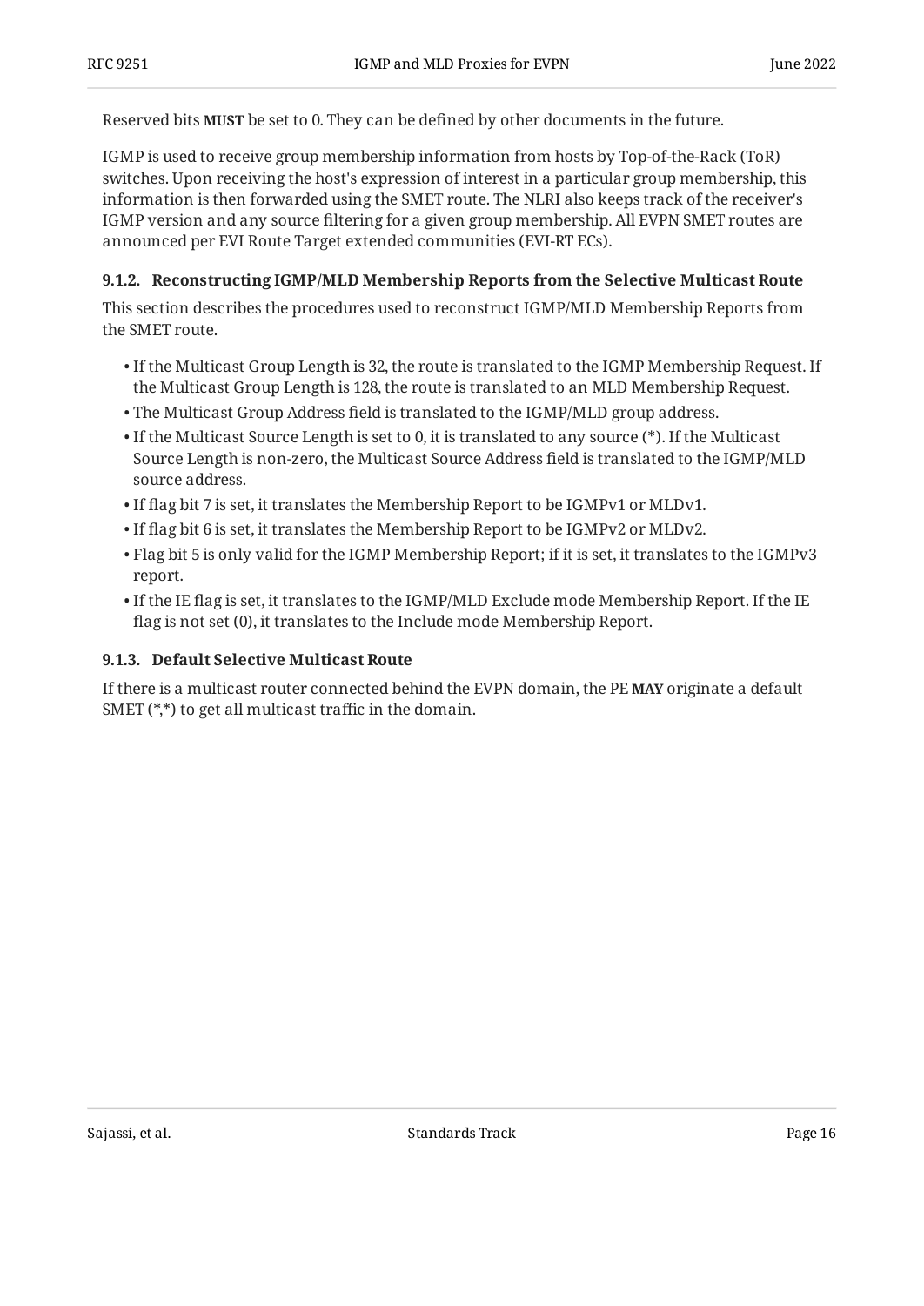Reserved bits **MUST** be set to 0. They can be defined by other documents in the future.

IGMP is used to receive group membership information from hosts by Top-of-the-Rack (ToR) switches. Upon receiving the host's expression of interest in a particular group membership, this information is then forwarded using the SMET route. The NLRI also keeps track of the receiver's IGMP version and any source filtering for a given group membership. All EVPN SMET routes are announced per EVI Route Target extended communities (EVI-RT ECs).

### 9.1.2. Reconstructing IGMP/MLD Membership Reports from the Selective Multicast Route

This section describes the procedures used to reconstruct IGMP/MLD Membership Reports from the SMET route.

- If the Multicast Group Length is 32, the route is translated to the IGMP Membership Request. If the Multicast Group Length is 128, the route is translated to an MLD Membership Request.
- The Multicast Group Address field is translated to the IGMP/MLD group address.
- If the Multicast Source Length is set to 0, it is translated to any source (*). If the Multicast Source Length is non-zero, the Multicast Source Address field is translated to the IGMP/MLD source address.
- If flag bit 7 is set, it translates the Membership Report to be IGMPv1 or MLDv1.
- If flag bit 6 is set, it translates the Membership Report to be IGMPv2 or MLDv2.
- Flag bit 5 is only valid for the IGMP Membership Report; if it is set, it translates to the IGMPv3 report.
- If the IE flag is set, it translates to the IGMP/MLD Exclude mode Membership Report. If the IE flag is not set (0), it translates to the Include mode Membership Report.

### 9.1.3. Default Selective Multicast Route

If there is a multicast router connected behind the EVPN domain, the PE **MAY** originate a default SMET (*,*) to get all multicast traffic in the domain.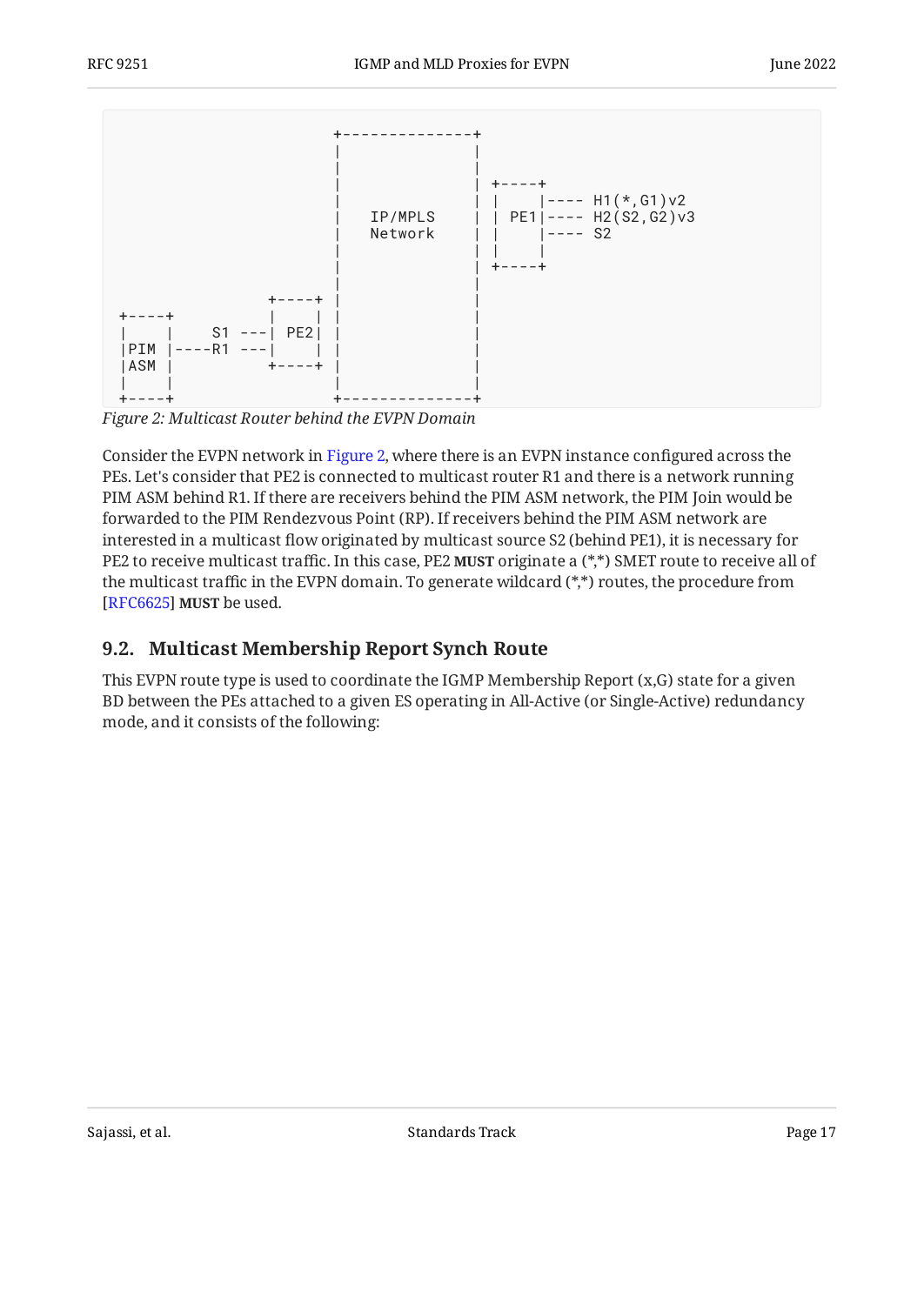```
                              +--------------+
                              |              |
                              |              |
                              |              | +----+
                              |              | |    |---- H1(*,G1)v2
                              |   IP/MPLS    | | PE1|---- H2(S2,G2)v3
                              |   Network    | |    |---- S2
                              |              | |    |
                              |              | +----+
                              |              |
                       +----+ |              |
 +----+                |    | |              |
 |    |     S1 ---|  PE2| |              |
 |PIM |----R1 ---|      | |              |
 |ASM |                +----+ |              |
 |    |                       |              |
 +----+                       +--------------+
```

*Figure 2: Multicast Router behind the EVPN Domain*

Consider the EVPN network in Figure 2, where there is an EVPN instance configured across the PEs. Let's consider that PE2 is connected to multicast router R1 and there is a network running PIM ASM behind R1. If there are receivers behind the PIM ASM network, the PIM Join would be forwarded to the PIM Rendezvous Point (RP). If receivers behind the PIM ASM network are interested in a multicast flow originated by multicast source S2 (behind PE1), it is necessary for PE2 to receive multicast traffic. In this case, PE2 **MUST** originate a (*,*) SMET route to receive all of the multicast traffic in the EVPN domain. To generate wildcard (*,*) routes, the procedure from [RFC6625] **MUST** be used.

## 9.2. Multicast Membership Report Synch Route

This EVPN route type is used to coordinate the IGMP Membership Report (x,G) state for a given BD between the PEs attached to a given ES operating in All-Active (or Single-Active) redundancy mode, and it consists of the following: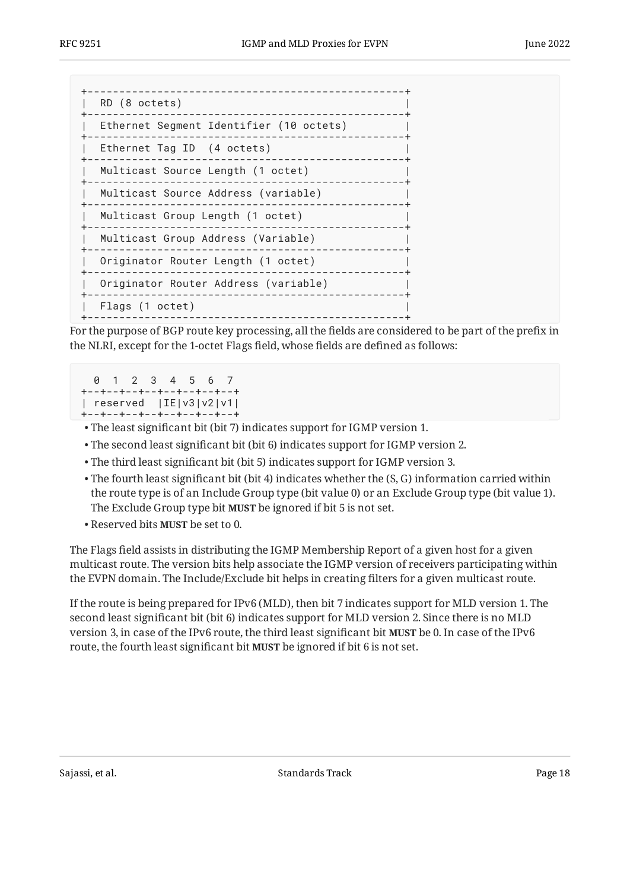```
+--------------------------------------------------+
|  RD (8 octets)                                   |
+--------------------------------------------------+
|  Ethernet Segment Identifier (10 octets)         |
+--------------------------------------------------+
|  Ethernet Tag ID  (4 octets)                     |
+--------------------------------------------------+
|  Multicast Source Length (1 octet)               |
+--------------------------------------------------+
|  Multicast Source Address (variable)             |
+--------------------------------------------------+
|  Multicast Group Length (1 octet)                |
+--------------------------------------------------+
|  Multicast Group Address (Variable)              |
+--------------------------------------------------+
|  Originator Router Length (1 octet)              |
+--------------------------------------------------+
|  Originator Router Address (variable)            |
+--------------------------------------------------+
|  Flags (1 octet)                                 |
+--------------------------------------------------+
```

For the purpose of BGP route key processing, all the fields are considered to be part of the prefix in the NLRI, except for the 1-octet Flags field, whose fields are defined as follows:

```
  0  1  2  3  4  5  6  7
+--+--+--+--+--+--+--+--+
| reserved  |IE|v3|v2|v1|
+--+--+--+--+--+--+--+--+
```

- The least significant bit (bit 7) indicates support for IGMP version 1.
- The second least significant bit (bit 6) indicates support for IGMP version 2.
- The third least significant bit (bit 5) indicates support for IGMP version 3.
- The fourth least significant bit (bit 4) indicates whether the (S, G) information carried within the route type is of an Include Group type (bit value 0) or an Exclude Group type (bit value 1). The Exclude Group type bit **MUST** be ignored if bit 5 is not set.
- Reserved bits **MUST** be set to 0.

The Flags field assists in distributing the IGMP Membership Report of a given host for a given multicast route. The version bits help associate the IGMP version of receivers participating within the EVPN domain. The Include/Exclude bit helps in creating filters for a given multicast route.

If the route is being prepared for IPv6 (MLD), then bit 7 indicates support for MLD version 1. The second least significant bit (bit 6) indicates support for MLD version 2. Since there is no MLD version 3, in case of the IPv6 route, the third least significant bit **MUST** be 0. In case of the IPv6 route, the fourth least significant bit **MUST** be ignored if bit 6 is not set.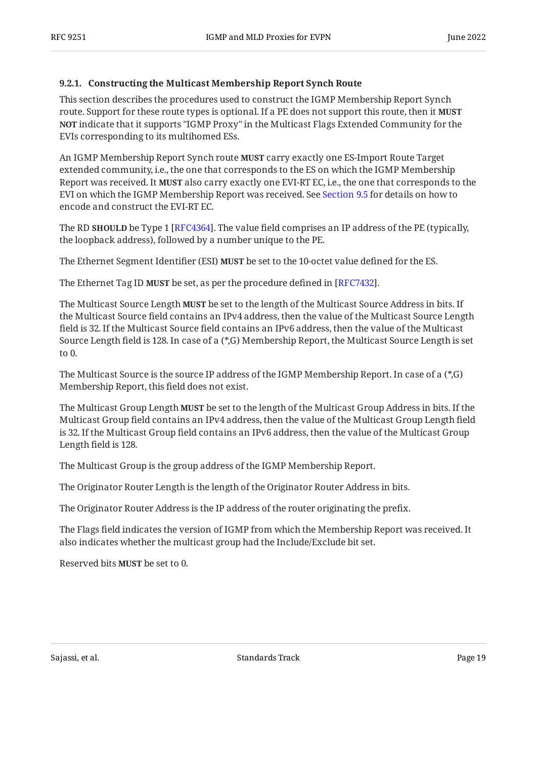#### 9.2.1. Constructing the Multicast Membership Report Synch Route

This section describes the procedures used to construct the IGMP Membership Report Synch route. Support for these route types is optional. If a PE does not support this route, then it **MUST NOT** indicate that it supports "IGMP Proxy" in the Multicast Flags Extended Community for the EVIs corresponding to its multihomed ESs.

An IGMP Membership Report Synch route **MUST** carry exactly one ES-Import Route Target extended community, i.e., the one that corresponds to the ES on which the IGMP Membership Report was received. It **MUST** also carry exactly one EVI-RT EC, i.e., the one that corresponds to the EVI on which the IGMP Membership Report was received. See Section 9.5 for details on how to encode and construct the EVI-RT EC.

The RD **SHOULD** be Type 1 [RFC4364]. The value field comprises an IP address of the PE (typically, the loopback address), followed by a number unique to the PE.

The Ethernet Segment Identifier (ESI) **MUST** be set to the 10-octet value defined for the ES.

The Ethernet Tag ID **MUST** be set, as per the procedure defined in [RFC7432].

The Multicast Source Length **MUST** be set to the length of the Multicast Source Address in bits. If the Multicast Source field contains an IPv4 address, then the value of the Multicast Source Length field is 32. If the Multicast Source field contains an IPv6 address, then the value of the Multicast Source Length field is 128. In case of a (*,G) Membership Report, the Multicast Source Length is set to 0.

The Multicast Source is the source IP address of the IGMP Membership Report. In case of a (*,G) Membership Report, this field does not exist.

The Multicast Group Length **MUST** be set to the length of the Multicast Group Address in bits. If the Multicast Group field contains an IPv4 address, then the value of the Multicast Group Length field is 32. If the Multicast Group field contains an IPv6 address, then the value of the Multicast Group Length field is 128.

The Multicast Group is the group address of the IGMP Membership Report.

The Originator Router Length is the length of the Originator Router Address in bits.

The Originator Router Address is the IP address of the router originating the prefix.

The Flags field indicates the version of IGMP from which the Membership Report was received. It also indicates whether the multicast group had the Include/Exclude bit set.

Reserved bits **MUST** be set to 0.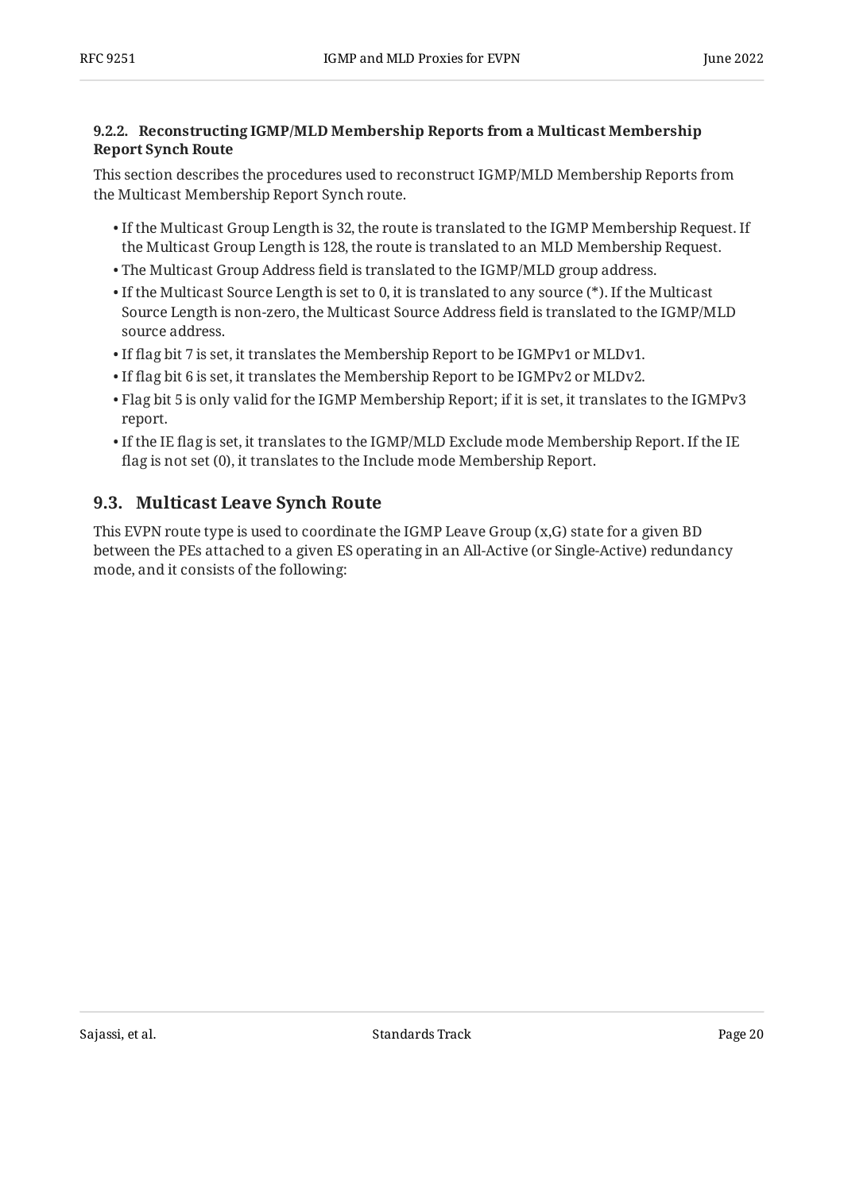#### 9.2.2. Reconstructing IGMP/MLD Membership Reports from a Multicast Membership Report Synch Route

This section describes the procedures used to reconstruct IGMP/MLD Membership Reports from the Multicast Membership Report Synch route.

- If the Multicast Group Length is 32, the route is translated to the IGMP Membership Request. If the Multicast Group Length is 128, the route is translated to an MLD Membership Request.
- The Multicast Group Address field is translated to the IGMP/MLD group address.
- If the Multicast Source Length is set to 0, it is translated to any source (*). If the Multicast Source Length is non-zero, the Multicast Source Address field is translated to the IGMP/MLD source address.
- If flag bit 7 is set, it translates the Membership Report to be IGMPv1 or MLDv1.
- If flag bit 6 is set, it translates the Membership Report to be IGMPv2 or MLDv2.
- Flag bit 5 is only valid for the IGMP Membership Report; if it is set, it translates to the IGMPv3 report.
- If the IE flag is set, it translates to the IGMP/MLD Exclude mode Membership Report. If the IE flag is not set (0), it translates to the Include mode Membership Report.

### 9.3. Multicast Leave Synch Route

This EVPN route type is used to coordinate the IGMP Leave Group (x,G) state for a given BD between the PEs attached to a given ES operating in an All-Active (or Single-Active) redundancy mode, and it consists of the following: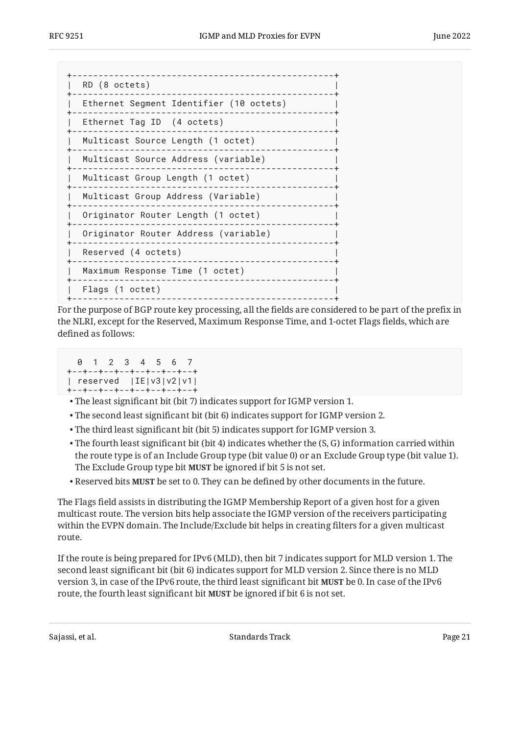```
+--------------------------------------------------+
|  RD (8 octets)                                   |
+--------------------------------------------------+
|  Ethernet Segment Identifier (10 octets)         |
+--------------------------------------------------+
|  Ethernet Tag ID  (4 octets)                     |
+--------------------------------------------------+
|  Multicast Source Length (1 octet)               |
+--------------------------------------------------+
|  Multicast Source Address (variable)             |
+--------------------------------------------------+
|  Multicast Group Length (1 octet)                |
+--------------------------------------------------+
|  Multicast Group Address (Variable)              |
+--------------------------------------------------+
|  Originator Router Length (1 octet)              |
+--------------------------------------------------+
|  Originator Router Address (variable)            |
+--------------------------------------------------+
|  Reserved (4 octets)                             |
+--------------------------------------------------+
|  Maximum Response Time (1 octet)                 |
+--------------------------------------------------+
|  Flags (1 octet)                                 |
+--------------------------------------------------+
```

For the purpose of BGP route key processing, all the fields are considered to be part of the prefix in the NLRI, except for the Reserved, Maximum Response Time, and 1-octet Flags fields, which are defined as follows:

```
  0  1  2  3  4  5  6  7
+--+--+--+--+--+--+--+--+
| reserved  |IE|v3|v2|v1|
+--+--+--+--+--+--+--+--+
```

- The least significant bit (bit 7) indicates support for IGMP version 1.
- The second least significant bit (bit 6) indicates support for IGMP version 2.
- The third least significant bit (bit 5) indicates support for IGMP version 3.
- The fourth least significant bit (bit 4) indicates whether the (S, G) information carried within the route type is of an Include Group type (bit value 0) or an Exclude Group type (bit value 1). The Exclude Group type bit **MUST** be ignored if bit 5 is not set.
- Reserved bits **MUST** be set to 0. They can be defined by other documents in the future.

The Flags field assists in distributing the IGMP Membership Report of a given host for a given multicast route. The version bits help associate the IGMP version of the receivers participating within the EVPN domain. The Include/Exclude bit helps in creating filters for a given multicast route.

If the route is being prepared for IPv6 (MLD), then bit 7 indicates support for MLD version 1. The second least significant bit (bit 6) indicates support for MLD version 2. Since there is no MLD version 3, in case of the IPv6 route, the third least significant bit **MUST** be 0. In case of the IPv6 route, the fourth least significant bit **MUST** be ignored if bit 6 is not set.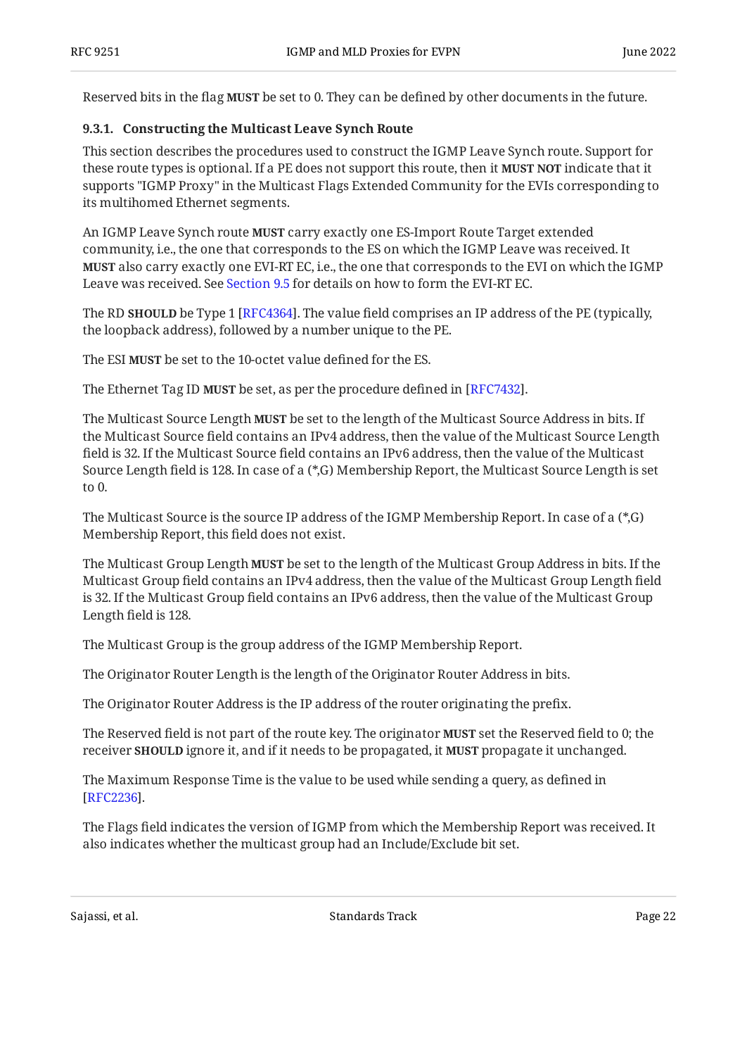Reserved bits in the flag **MUST** be set to 0. They can be defined by other documents in the future.

### 9.3.1. Constructing the Multicast Leave Synch Route

This section describes the procedures used to construct the IGMP Leave Synch route. Support for these route types is optional. If a PE does not support this route, then it **MUST NOT** indicate that it supports "IGMP Proxy" in the Multicast Flags Extended Community for the EVIs corresponding to its multihomed Ethernet segments.

An IGMP Leave Synch route **MUST** carry exactly one ES-Import Route Target extended community, i.e., the one that corresponds to the ES on which the IGMP Leave was received. It **MUST** also carry exactly one EVI-RT EC, i.e., the one that corresponds to the EVI on which the IGMP Leave was received. See Section 9.5 for details on how to form the EVI-RT EC.

The RD **SHOULD** be Type 1 [RFC4364]. The value field comprises an IP address of the PE (typically, the loopback address), followed by a number unique to the PE.

The ESI **MUST** be set to the 10-octet value defined for the ES.

The Ethernet Tag ID **MUST** be set, as per the procedure defined in [RFC7432].

The Multicast Source Length **MUST** be set to the length of the Multicast Source Address in bits. If the Multicast Source field contains an IPv4 address, then the value of the Multicast Source Length field is 32. If the Multicast Source field contains an IPv6 address, then the value of the Multicast Source Length field is 128. In case of a (*,G) Membership Report, the Multicast Source Length is set to 0.

The Multicast Source is the source IP address of the IGMP Membership Report. In case of a (*,G) Membership Report, this field does not exist.

The Multicast Group Length **MUST** be set to the length of the Multicast Group Address in bits. If the Multicast Group field contains an IPv4 address, then the value of the Multicast Group Length field is 32. If the Multicast Group field contains an IPv6 address, then the value of the Multicast Group Length field is 128.

The Multicast Group is the group address of the IGMP Membership Report.

The Originator Router Length is the length of the Originator Router Address in bits.

The Originator Router Address is the IP address of the router originating the prefix.

The Reserved field is not part of the route key. The originator **MUST** set the Reserved field to 0; the receiver **SHOULD** ignore it, and if it needs to be propagated, it **MUST** propagate it unchanged.

The Maximum Response Time is the value to be used while sending a query, as defined in [RFC2236].

The Flags field indicates the version of IGMP from which the Membership Report was received. It also indicates whether the multicast group had an Include/Exclude bit set.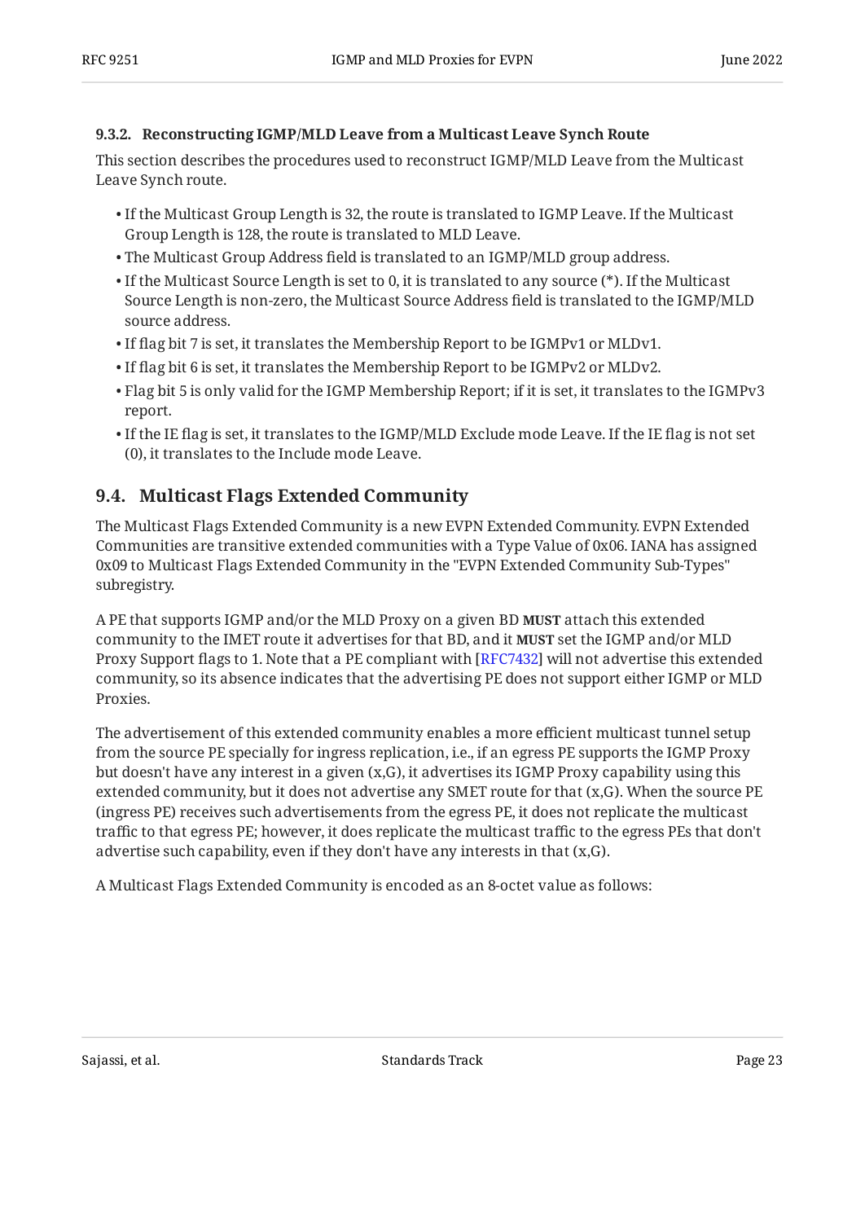#### 9.3.2. Reconstructing IGMP/MLD Leave from a Multicast Leave Synch Route

This section describes the procedures used to reconstruct IGMP/MLD Leave from the Multicast Leave Synch route.

- If the Multicast Group Length is 32, the route is translated to IGMP Leave. If the Multicast Group Length is 128, the route is translated to MLD Leave.
- The Multicast Group Address field is translated to an IGMP/MLD group address.
- If the Multicast Source Length is set to 0, it is translated to any source (*). If the Multicast Source Length is non-zero, the Multicast Source Address field is translated to the IGMP/MLD source address.
- If flag bit 7 is set, it translates the Membership Report to be IGMPv1 or MLDv1.
- If flag bit 6 is set, it translates the Membership Report to be IGMPv2 or MLDv2.
- Flag bit 5 is only valid for the IGMP Membership Report; if it is set, it translates to the IGMPv3 report.
- If the IE flag is set, it translates to the IGMP/MLD Exclude mode Leave. If the IE flag is not set (0), it translates to the Include mode Leave.

### 9.4. Multicast Flags Extended Community

The Multicast Flags Extended Community is a new EVPN Extended Community. EVPN Extended Communities are transitive extended communities with a Type Value of 0x06. IANA has assigned 0x09 to Multicast Flags Extended Community in the "EVPN Extended Community Sub-Types" subregistry.

A PE that supports IGMP and/or the MLD Proxy on a given BD **MUST** attach this extended community to the IMET route it advertises for that BD, and it **MUST** set the IGMP and/or MLD Proxy Support flags to 1. Note that a PE compliant with [RFC7432] will not advertise this extended community, so its absence indicates that the advertising PE does not support either IGMP or MLD Proxies.

The advertisement of this extended community enables a more efficient multicast tunnel setup from the source PE specially for ingress replication, i.e., if an egress PE supports the IGMP Proxy but doesn't have any interest in a given (x,G), it advertises its IGMP Proxy capability using this extended community, but it does not advertise any SMET route for that (x,G). When the source PE (ingress PE) receives such advertisements from the egress PE, it does not replicate the multicast traffic to that egress PE; however, it does replicate the multicast traffic to the egress PEs that don't advertise such capability, even if they don't have any interests in that (x,G).

A Multicast Flags Extended Community is encoded as an 8-octet value as follows: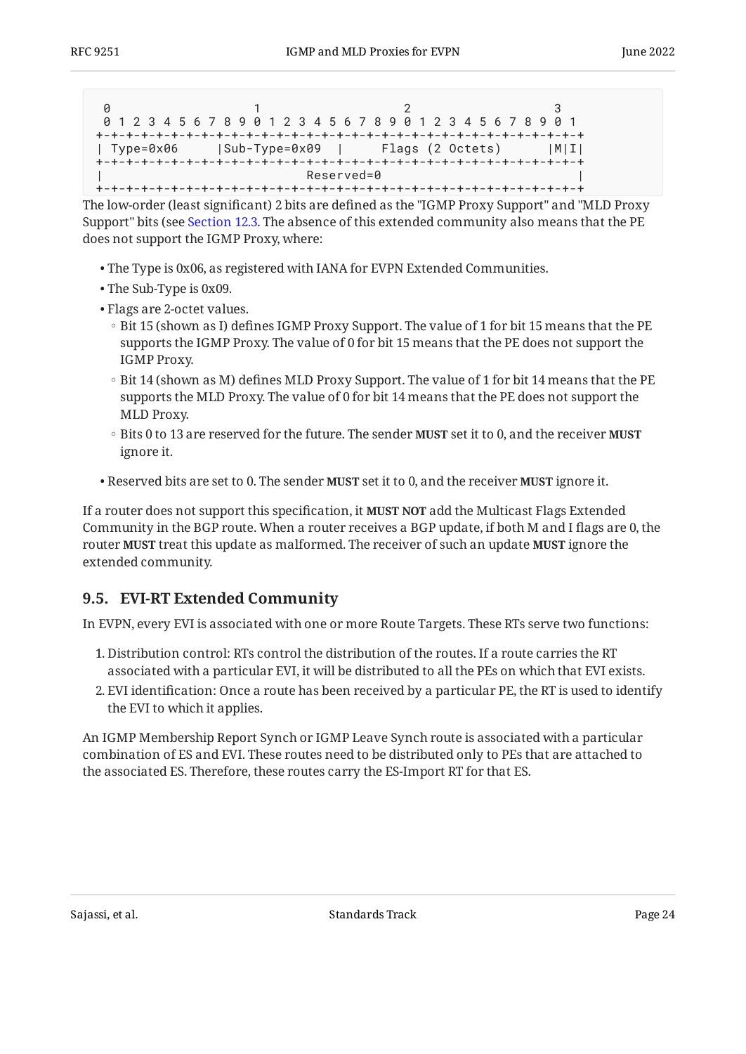```
 0                   1                   2                   3
 0 1 2 3 4 5 6 7 8 9 0 1 2 3 4 5 6 7 8 9 0 1 2 3 4 5 6 7 8 9 0 1
+-+-+-+-+-+-+-+-+-+-+-+-+-+-+-+-+-+-+-+-+-+-+-+-+-+-+-+-+-+-+-+-+
| Type=0x06     |Sub-Type=0x09  |      Flags (2 Octets)      |M|I|
+-+-+-+-+-+-+-+-+-+-+-+-+-+-+-+-+-+-+-+-+-+-+-+-+-+-+-+-+-+-+-+-+
|                           Reserved=0                          |
+-+-+-+-+-+-+-+-+-+-+-+-+-+-+-+-+-+-+-+-+-+-+-+-+-+-+-+-+-+-+-+-+
```

The low-order (least significant) 2 bits are defined as the "IGMP Proxy Support" and "MLD Proxy Support" bits (see Section 12.3. The absence of this extended community also means that the PE does not support the IGMP Proxy, where:

- The Type is 0x06, as registered with IANA for EVPN Extended Communities.
- The Sub-Type is 0x09.
- Flags are 2-octet values.
  - Bit 15 (shown as I) defines IGMP Proxy Support. The value of 1 for bit 15 means that the PE supports the IGMP Proxy. The value of 0 for bit 15 means that the PE does not support the IGMP Proxy.
  - Bit 14 (shown as M) defines MLD Proxy Support. The value of 1 for bit 14 means that the PE supports the MLD Proxy. The value of 0 for bit 14 means that the PE does not support the MLD Proxy.
  - Bits 0 to 13 are reserved for the future. The sender **MUST** set it to 0, and the receiver **MUST** ignore it.
- Reserved bits are set to 0. The sender **MUST** set it to 0, and the receiver **MUST** ignore it.

If a router does not support this specification, it **MUST NOT** add the Multicast Flags Extended Community in the BGP route. When a router receives a BGP update, if both M and I flags are 0, the router **MUST** treat this update as malformed. The receiver of such an update **MUST** ignore the extended community.

## 9.5. EVI-RT Extended Community

In EVPN, every EVI is associated with one or more Route Targets. These RTs serve two functions:

1. Distribution control: RTs control the distribution of the routes. If a route carries the RT associated with a particular EVI, it will be distributed to all the PEs on which that EVI exists.
2. EVI identification: Once a route has been received by a particular PE, the RT is used to identify the EVI to which it applies.

An IGMP Membership Report Synch or IGMP Leave Synch route is associated with a particular combination of ES and EVI. These routes need to be distributed only to PEs that are attached to the associated ES. Therefore, these routes carry the ES-Import RT for that ES.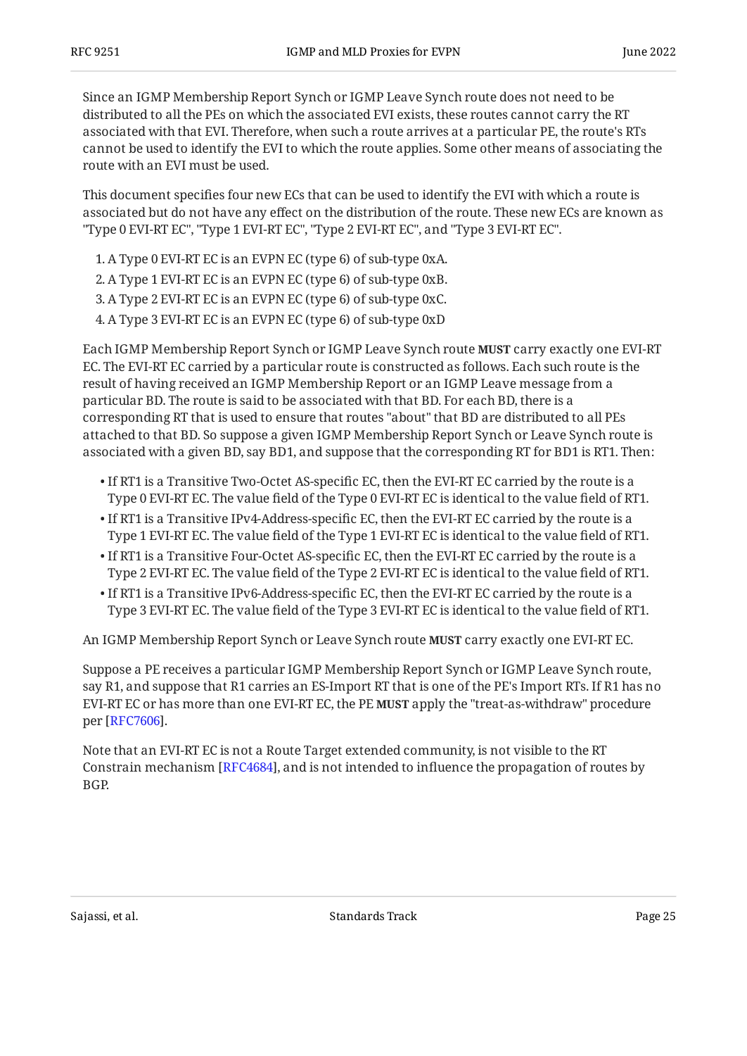Since an IGMP Membership Report Synch or IGMP Leave Synch route does not need to be distributed to all the PEs on which the associated EVI exists, these routes cannot carry the RT associated with that EVI. Therefore, when such a route arrives at a particular PE, the route's RTs cannot be used to identify the EVI to which the route applies. Some other means of associating the route with an EVI must be used.

This document specifies four new ECs that can be used to identify the EVI with which a route is associated but do not have any effect on the distribution of the route. These new ECs are known as "Type 0 EVI-RT EC", "Type 1 EVI-RT EC", "Type 2 EVI-RT EC", and "Type 3 EVI-RT EC".

1. A Type 0 EVI-RT EC is an EVPN EC (type 6) of sub-type 0xA.
2. A Type 1 EVI-RT EC is an EVPN EC (type 6) of sub-type 0xB.
3. A Type 2 EVI-RT EC is an EVPN EC (type 6) of sub-type 0xC.
4. A Type 3 EVI-RT EC is an EVPN EC (type 6) of sub-type 0xD

Each IGMP Membership Report Synch or IGMP Leave Synch route **MUST** carry exactly one EVI-RT EC. The EVI-RT EC carried by a particular route is constructed as follows. Each such route is the result of having received an IGMP Membership Report or an IGMP Leave message from a particular BD. The route is said to be associated with that BD. For each BD, there is a corresponding RT that is used to ensure that routes "about" that BD are distributed to all PEs attached to that BD. So suppose a given IGMP Membership Report Synch or Leave Synch route is associated with a given BD, say BD1, and suppose that the corresponding RT for BD1 is RT1. Then:

- If RT1 is a Transitive Two-Octet AS-specific EC, then the EVI-RT EC carried by the route is a Type 0 EVI-RT EC. The value field of the Type 0 EVI-RT EC is identical to the value field of RT1.
- If RT1 is a Transitive IPv4-Address-specific EC, then the EVI-RT EC carried by the route is a Type 1 EVI-RT EC. The value field of the Type 1 EVI-RT EC is identical to the value field of RT1.
- If RT1 is a Transitive Four-Octet AS-specific EC, then the EVI-RT EC carried by the route is a Type 2 EVI-RT EC. The value field of the Type 2 EVI-RT EC is identical to the value field of RT1.
- If RT1 is a Transitive IPv6-Address-specific EC, then the EVI-RT EC carried by the route is a Type 3 EVI-RT EC. The value field of the Type 3 EVI-RT EC is identical to the value field of RT1.

An IGMP Membership Report Synch or Leave Synch route **MUST** carry exactly one EVI-RT EC.

Suppose a PE receives a particular IGMP Membership Report Synch or IGMP Leave Synch route, say R1, and suppose that R1 carries an ES-Import RT that is one of the PE's Import RTs. If R1 has no EVI-RT EC or has more than one EVI-RT EC, the PE **MUST** apply the "treat-as-withdraw" procedure per [RFC7606].

Note that an EVI-RT EC is not a Route Target extended community, is not visible to the RT Constrain mechanism [RFC4684], and is not intended to influence the propagation of routes by BGP.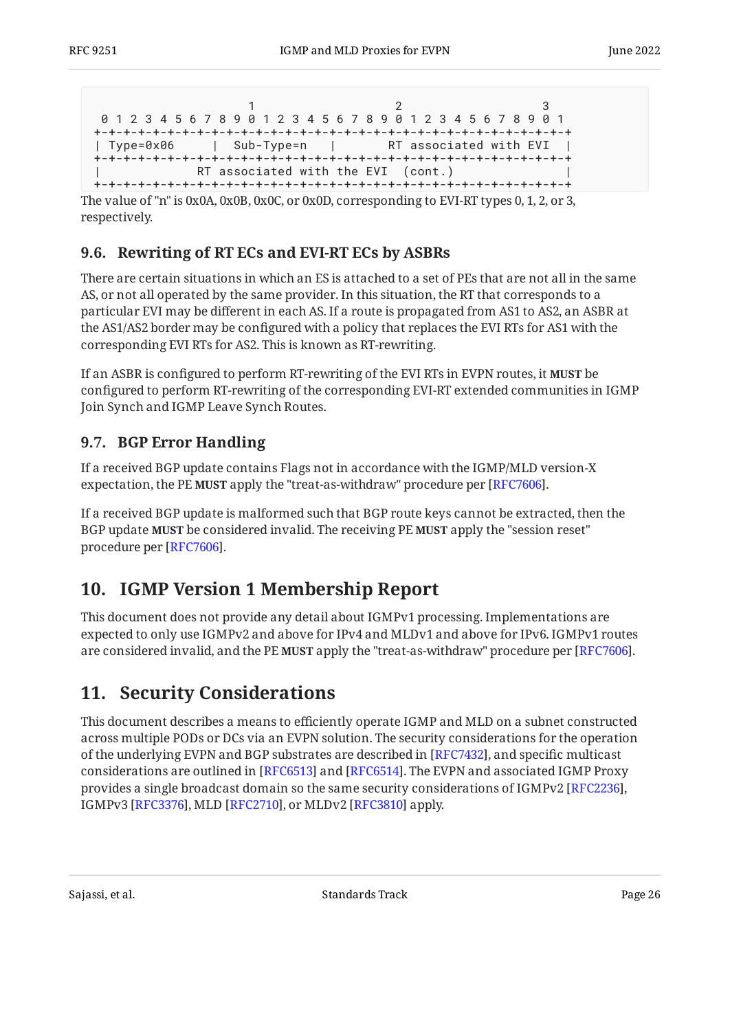```
                     1                   2                   3
 0 1 2 3 4 5 6 7 8 9 0 1 2 3 4 5 6 7 8 9 0 1 2 3 4 5 6 7 8 9 0 1
+-+-+-+-+-+-+-+-+-+-+-+-+-+-+-+-+-+-+-+-+-+-+-+-+-+-+-+-+-+-+-+-+
| Type=0x06     |  Sub-Type=n   |       RT associated with EVI  |
+-+-+-+-+-+-+-+-+-+-+-+-+-+-+-+-+-+-+-+-+-+-+-+-+-+-+-+-+-+-+-+-+
|             RT associated with the EVI  (cont.)               |
+-+-+-+-+-+-+-+-+-+-+-+-+-+-+-+-+-+-+-+-+-+-+-+-+-+-+-+-+-+-+-+-+
```

The value of "n" is 0x0A, 0x0B, 0x0C, or 0x0D, corresponding to EVI-RT types 0, 1, 2, or 3, respectively.

### 9.6. Rewriting of RT ECs and EVI-RT ECs by ASBRs

There are certain situations in which an ES is attached to a set of PEs that are not all in the same AS, or not all operated by the same provider. In this situation, the RT that corresponds to a particular EVI may be different in each AS. If a route is propagated from AS1 to AS2, an ASBR at the AS1/AS2 border may be configured with a policy that replaces the EVI RTs for AS1 with the corresponding EVI RTs for AS2. This is known as RT-rewriting.

If an ASBR is configured to perform RT-rewriting of the EVI RTs in EVPN routes, it **MUST** be configured to perform RT-rewriting of the corresponding EVI-RT extended communities in IGMP Join Synch and IGMP Leave Synch Routes.

### 9.7. BGP Error Handling

If a received BGP update contains Flags not in accordance with the IGMP/MLD version-X expectation, the PE **MUST** apply the "treat-as-withdraw" procedure per [RFC7606].

If a received BGP update is malformed such that BGP route keys cannot be extracted, then the BGP update **MUST** be considered invalid. The receiving PE **MUST** apply the "session reset" procedure per [RFC7606].

## 10. IGMP Version 1 Membership Report

This document does not provide any detail about IGMPv1 processing. Implementations are expected to only use IGMPv2 and above for IPv4 and MLDv1 and above for IPv6. IGMPv1 routes are considered invalid, and the PE **MUST** apply the "treat-as-withdraw" procedure per [RFC7606].

## 11. Security Considerations

This document describes a means to efficiently operate IGMP and MLD on a subnet constructed across multiple PODs or DCs via an EVPN solution. The security considerations for the operation of the underlying EVPN and BGP substrates are described in [RFC7432], and specific multicast considerations are outlined in [RFC6513] and [RFC6514]. The EVPN and associated IGMP Proxy provides a single broadcast domain so the same security considerations of IGMPv2 [RFC2236], IGMPv3 [RFC3376], MLD [RFC2710], or MLDv2 [RFC3810] apply.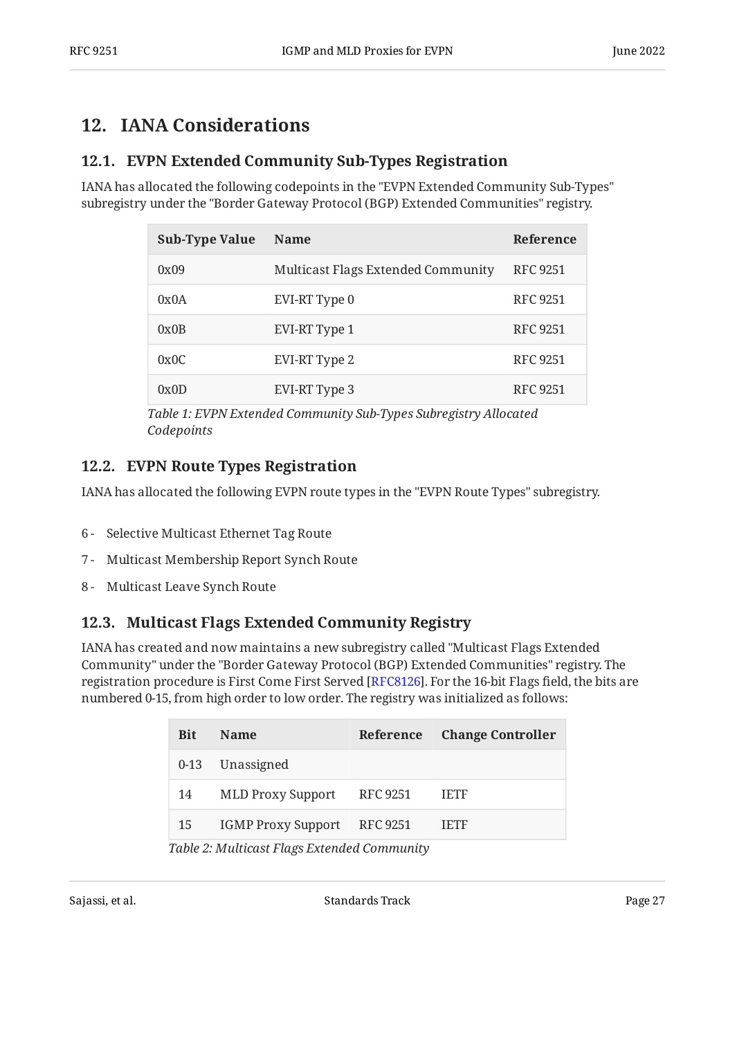## 12. IANA Considerations

### 12.1. EVPN Extended Community Sub-Types Registration

IANA has allocated the following codepoints in the "EVPN Extended Community Sub-Types" subregistry under the "Border Gateway Protocol (BGP) Extended Communities" registry.

| Sub-Type Value | Name | Reference |
|---|---|---|
| 0x09 | Multicast Flags Extended Community | RFC 9251 |
| 0x0A | EVI-RT Type 0 | RFC 9251 |
| 0x0B | EVI-RT Type 1 | RFC 9251 |
| 0x0C | EVI-RT Type 2 | RFC 9251 |
| 0x0D | EVI-RT Type 3 | RFC 9251 |

*Table 1: EVPN Extended Community Sub-Types Subregistry Allocated Codepoints*

### 12.2. EVPN Route Types Registration

IANA has allocated the following EVPN route types in the "EVPN Route Types" subregistry.

6 - Selective Multicast Ethernet Tag Route

7 - Multicast Membership Report Synch Route

8 - Multicast Leave Synch Route

### 12.3. Multicast Flags Extended Community Registry

IANA has created and now maintains a new subregistry called "Multicast Flags Extended Community" under the "Border Gateway Protocol (BGP) Extended Communities" registry. The registration procedure is First Come First Served [RFC8126]. For the 16-bit Flags field, the bits are numbered 0-15, from high order to low order. The registry was initialized as follows:

| Bit | Name | Reference | Change Controller |
|---|---|---|---|
| 0-13 | Unassigned | | |
| 14 | MLD Proxy Support | RFC 9251 | IETF |
| 15 | IGMP Proxy Support | RFC 9251 | IETF |

*Table 2: Multicast Flags Extended Community*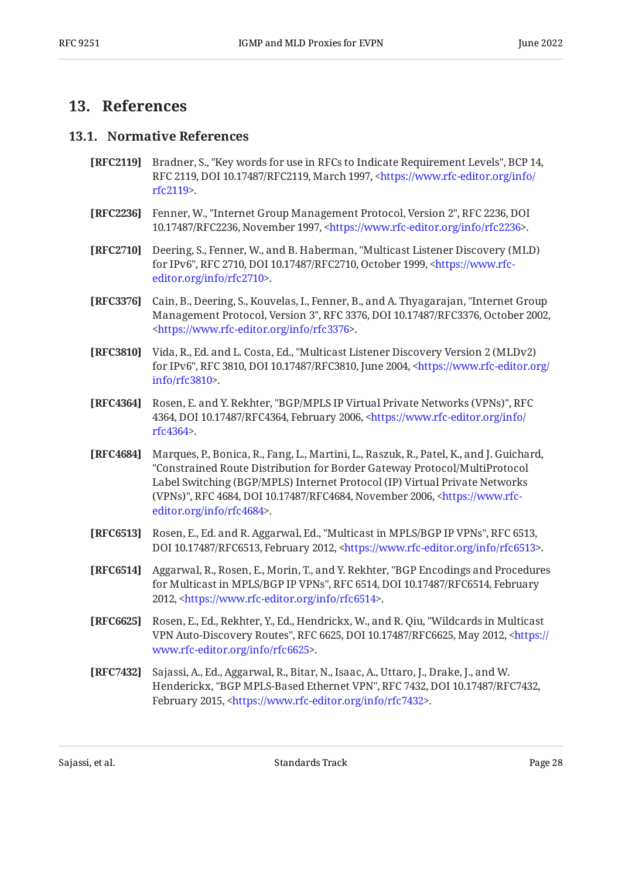# 13. References

## 13.1. Normative References

**[RFC2119]** Bradner, S., "Key words for use in RFCs to Indicate Requirement Levels", BCP 14, RFC 2119, DOI 10.17487/RFC2119, March 1997, <https://www.rfc-editor.org/info/rfc2119>.

**[RFC2236]** Fenner, W., "Internet Group Management Protocol, Version 2", RFC 2236, DOI 10.17487/RFC2236, November 1997, <https://www.rfc-editor.org/info/rfc2236>.

**[RFC2710]** Deering, S., Fenner, W., and B. Haberman, "Multicast Listener Discovery (MLD) for IPv6", RFC 2710, DOI 10.17487/RFC2710, October 1999, <https://www.rfc-editor.org/info/rfc2710>.

**[RFC3376]** Cain, B., Deering, S., Kouvelas, I., Fenner, B., and A. Thyagarajan, "Internet Group Management Protocol, Version 3", RFC 3376, DOI 10.17487/RFC3376, October 2002, <https://www.rfc-editor.org/info/rfc3376>.

**[RFC3810]** Vida, R., Ed. and L. Costa, Ed., "Multicast Listener Discovery Version 2 (MLDv2) for IPv6", RFC 3810, DOI 10.17487/RFC3810, June 2004, <https://www.rfc-editor.org/info/rfc3810>.

**[RFC4364]** Rosen, E. and Y. Rekhter, "BGP/MPLS IP Virtual Private Networks (VPNs)", RFC 4364, DOI 10.17487/RFC4364, February 2006, <https://www.rfc-editor.org/info/rfc4364>.

**[RFC4684]** Marques, P., Bonica, R., Fang, L., Martini, L., Raszuk, R., Patel, K., and J. Guichard, "Constrained Route Distribution for Border Gateway Protocol/MultiProtocol Label Switching (BGP/MPLS) Internet Protocol (IP) Virtual Private Networks (VPNs)", RFC 4684, DOI 10.17487/RFC4684, November 2006, <https://www.rfc-editor.org/info/rfc4684>.

**[RFC6513]** Rosen, E., Ed. and R. Aggarwal, Ed., "Multicast in MPLS/BGP IP VPNs", RFC 6513, DOI 10.17487/RFC6513, February 2012, <https://www.rfc-editor.org/info/rfc6513>.

**[RFC6514]** Aggarwal, R., Rosen, E., Morin, T., and Y. Rekhter, "BGP Encodings and Procedures for Multicast in MPLS/BGP IP VPNs", RFC 6514, DOI 10.17487/RFC6514, February 2012, <https://www.rfc-editor.org/info/rfc6514>.

**[RFC6625]** Rosen, E., Ed., Rekhter, Y., Ed., Hendrickx, W., and R. Qiu, "Wildcards in Multicast VPN Auto-Discovery Routes", RFC 6625, DOI 10.17487/RFC6625, May 2012, <https://www.rfc-editor.org/info/rfc6625>.

**[RFC7432]** Sajassi, A., Ed., Aggarwal, R., Bitar, N., Isaac, A., Uttaro, J., Drake, J., and W. Henderickx, "BGP MPLS-Based Ethernet VPN", RFC 7432, DOI 10.17487/RFC7432, February 2015, <https://www.rfc-editor.org/info/rfc7432>.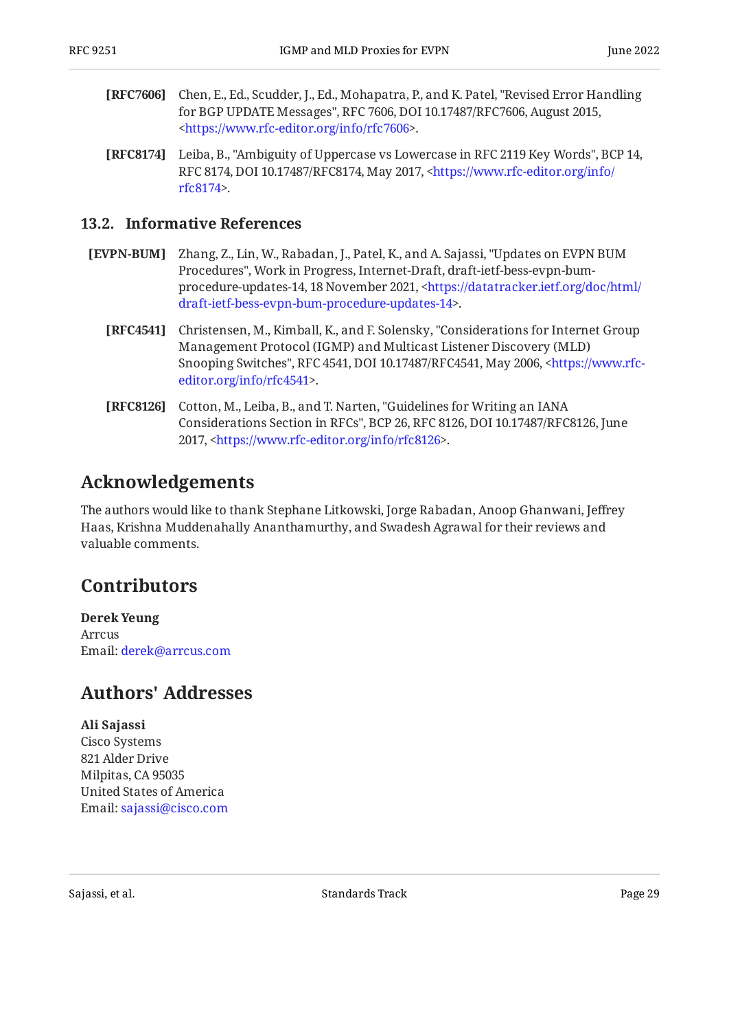**[RFC7606]** Chen, E., Ed., Scudder, J., Ed., Mohapatra, P., and K. Patel, "Revised Error Handling for BGP UPDATE Messages", RFC 7606, DOI 10.17487/RFC7606, August 2015, <https://www.rfc-editor.org/info/rfc7606>.

**[RFC8174]** Leiba, B., "Ambiguity of Uppercase vs Lowercase in RFC 2119 Key Words", BCP 14, RFC 8174, DOI 10.17487/RFC8174, May 2017, <https://www.rfc-editor.org/info/rfc8174>.

### 13.2. Informative References

**[EVPN-BUM]** Zhang, Z., Lin, W., Rabadan, J., Patel, K., and A. Sajassi, "Updates on EVPN BUM Procedures", Work in Progress, Internet-Draft, draft-ietf-bess-evpn-bum-procedure-updates-14, 18 November 2021, <https://datatracker.ietf.org/doc/html/draft-ietf-bess-evpn-bum-procedure-updates-14>.

**[RFC4541]** Christensen, M., Kimball, K., and F. Solensky, "Considerations for Internet Group Management Protocol (IGMP) and Multicast Listener Discovery (MLD) Snooping Switches", RFC 4541, DOI 10.17487/RFC4541, May 2006, <https://www.rfc-editor.org/info/rfc4541>.

**[RFC8126]** Cotton, M., Leiba, B., and T. Narten, "Guidelines for Writing an IANA Considerations Section in RFCs", BCP 26, RFC 8126, DOI 10.17487/RFC8126, June 2017, <https://www.rfc-editor.org/info/rfc8126>.

## Acknowledgements

The authors would like to thank Stephane Litkowski, Jorge Rabadan, Anoop Ghanwani, Jeffrey Haas, Krishna Muddenahally Ananthamurthy, and Swadesh Agrawal for their reviews and valuable comments.

## Contributors

**Derek Yeung**
Arrcus
Email: derek@arrcus.com

## Authors' Addresses

**Ali Sajassi**
Cisco Systems
821 Alder Drive
Milpitas, CA 95035
United States of America
Email: sajassi@cisco.com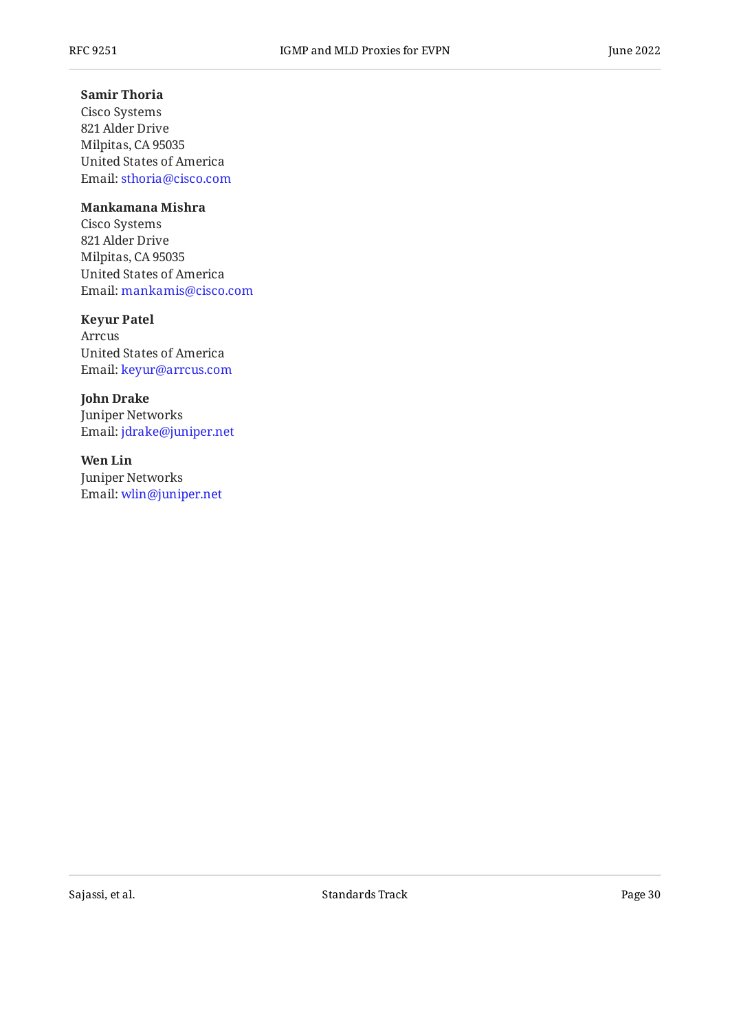**Samir Thoria**
Cisco Systems
821 Alder Drive
Milpitas, CA 95035
United States of America
Email: sthoria@cisco.com

**Mankamana Mishra**
Cisco Systems
821 Alder Drive
Milpitas, CA 95035
United States of America
Email: mankamis@cisco.com

**Keyur Patel**
Arrcus
United States of America
Email: keyur@arrcus.com

**John Drake**
Juniper Networks
Email: jdrake@juniper.net

**Wen Lin**
Juniper Networks
Email: wlin@juniper.net